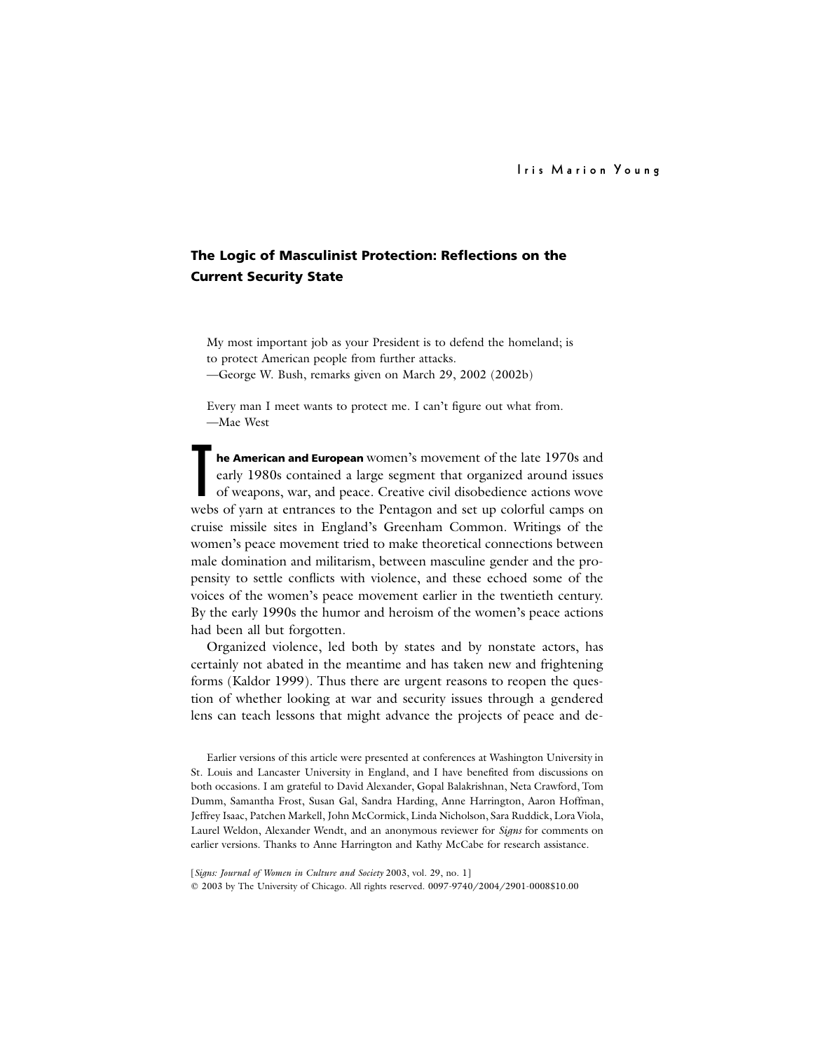Iris Marion Young

## The Logic of Masculinist Protection: Reflections on the Current Security State

> My most important job as your President is to defend the homeland; is to protect American people from further attacks.
> —George W. Bush, remarks given on March 29, 2002 (2002b)

> Every man I meet wants to protect me. I can't figure out what from.
> —Mae West

**The American and European** women's movement of the late 1970s and early 1980s contained a large segment that organized around issues of weapons, war, and peace. Creative civil disobedience actions wove webs of yarn at entrances to the Pentagon and set up colorful camps on cruise missile sites in England's Greenham Common. Writings of the women's peace movement tried to make theoretical connections between male domination and militarism, between masculine gender and the propensity to settle conflicts with violence, and these echoed some of the voices of the women's peace movement earlier in the twentieth century. By the early 1990s the humor and heroism of the women's peace actions had been all but forgotten.

Organized violence, led both by states and by nonstate actors, has certainly not abated in the meantime and has taken new and frightening forms (Kaldor 1999). Thus there are urgent reasons to reopen the question of whether looking at war and security issues through a gendered lens can teach lessons that might advance the projects of peace and de-

Earlier versions of this article were presented at conferences at Washington University in St. Louis and Lancaster University in England, and I have benefited from discussions on both occasions. I am grateful to David Alexander, Gopal Balakrishnan, Neta Crawford, Tom Dumm, Samantha Frost, Susan Gal, Sandra Harding, Anne Harrington, Aaron Hoffman, Jeffrey Isaac, Patchen Markell, John McCormick, Linda Nicholson, Sara Ruddick, Lora Viola, Laurel Weldon, Alexander Wendt, and an anonymous reviewer for *Signs* for comments on earlier versions. Thanks to Anne Harrington and Kathy McCabe for research assistance.

[*Signs: Journal of Women in Culture and Society* 2003, vol. 29, no. 1]
© 2003 by The University of Chicago. All rights reserved. 0097-9740/2004/2901-0008$10.00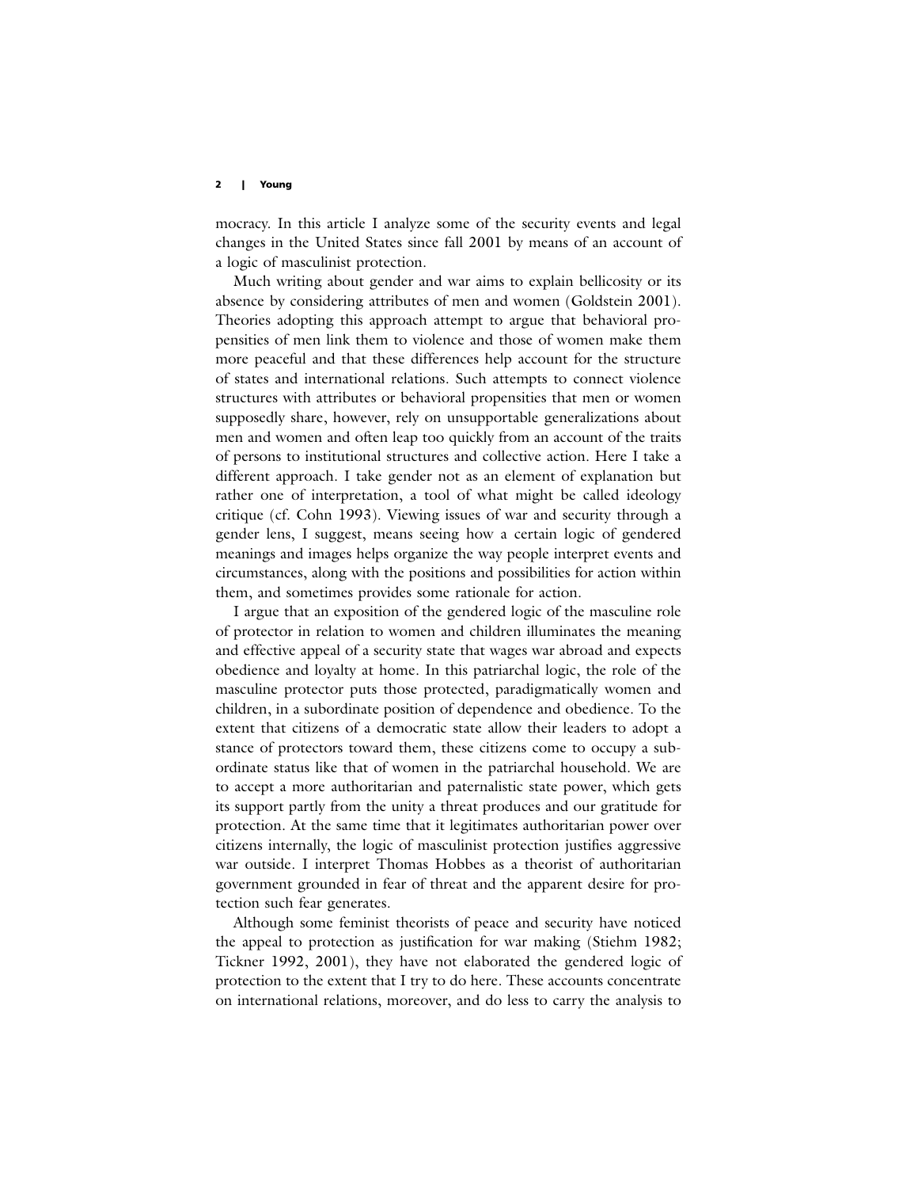mocracy. In this article I analyze some of the security events and legal changes in the United States since fall 2001 by means of an account of a logic of masculinist protection.

Much writing about gender and war aims to explain bellicosity or its absence by considering attributes of men and women (Goldstein 2001). Theories adopting this approach attempt to argue that behavioral propensities of men link them to violence and those of women make them more peaceful and that these differences help account for the structure of states and international relations. Such attempts to connect violence structures with attributes or behavioral propensities that men or women supposedly share, however, rely on unsupportable generalizations about men and women and often leap too quickly from an account of the traits of persons to institutional structures and collective action. Here I take a different approach. I take gender not as an element of explanation but rather one of interpretation, a tool of what might be called ideology critique (cf. Cohn 1993). Viewing issues of war and security through a gender lens, I suggest, means seeing how a certain logic of gendered meanings and images helps organize the way people interpret events and circumstances, along with the positions and possibilities for action within them, and sometimes provides some rationale for action.

I argue that an exposition of the gendered logic of the masculine role of protector in relation to women and children illuminates the meaning and effective appeal of a security state that wages war abroad and expects obedience and loyalty at home. In this patriarchal logic, the role of the masculine protector puts those protected, paradigmatically women and children, in a subordinate position of dependence and obedience. To the extent that citizens of a democratic state allow their leaders to adopt a stance of protectors toward them, these citizens come to occupy a subordinate status like that of women in the patriarchal household. We are to accept a more authoritarian and paternalistic state power, which gets its support partly from the unity a threat produces and our gratitude for protection. At the same time that it legitimates authoritarian power over citizens internally, the logic of masculinist protection justifies aggressive war outside. I interpret Thomas Hobbes as a theorist of authoritarian government grounded in fear of threat and the apparent desire for protection such fear generates.

Although some feminist theorists of peace and security have noticed the appeal to protection as justification for war making (Stiehm 1982; Tickner 1992, 2001), they have not elaborated the gendered logic of protection to the extent that I try to do here. These accounts concentrate on international relations, moreover, and do less to carry the analysis to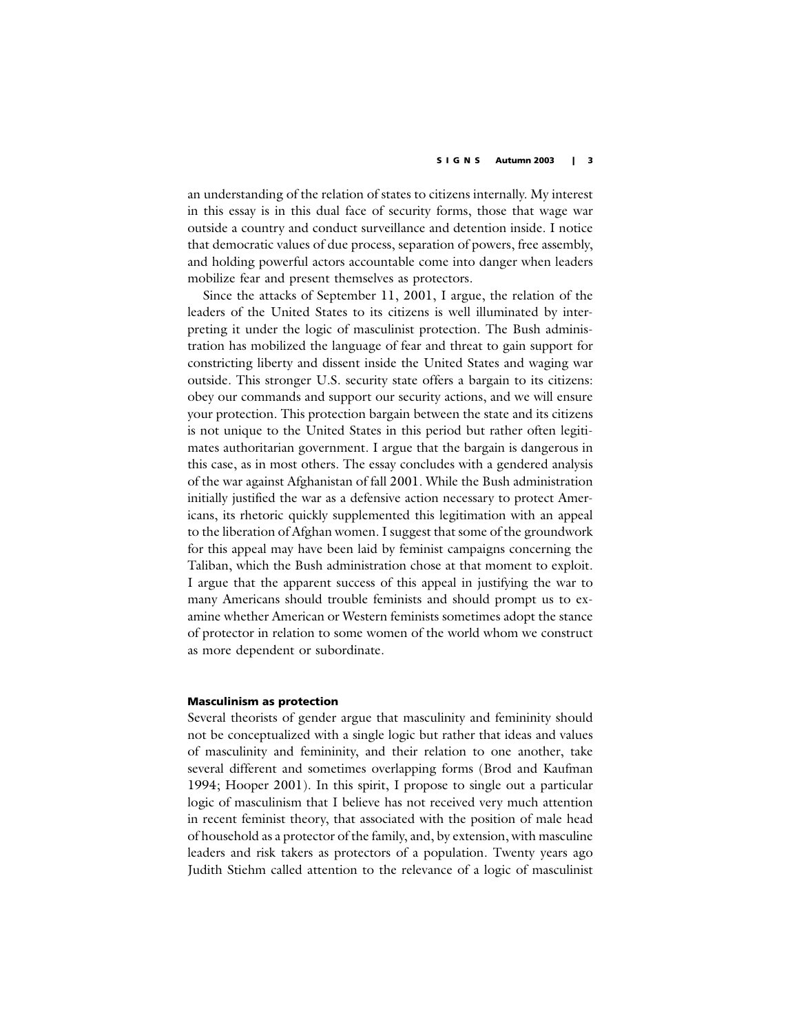an understanding of the relation of states to citizens internally. My interest in this essay is in this dual face of security forms, those that wage war outside a country and conduct surveillance and detention inside. I notice that democratic values of due process, separation of powers, free assembly, and holding powerful actors accountable come into danger when leaders mobilize fear and present themselves as protectors.

Since the attacks of September 11, 2001, I argue, the relation of the leaders of the United States to its citizens is well illuminated by interpreting it under the logic of masculinist protection. The Bush administration has mobilized the language of fear and threat to gain support for constricting liberty and dissent inside the United States and waging war outside. This stronger U.S. security state offers a bargain to its citizens: obey our commands and support our security actions, and we will ensure your protection. This protection bargain between the state and its citizens is not unique to the United States in this period but rather often legitimates authoritarian government. I argue that the bargain is dangerous in this case, as in most others. The essay concludes with a gendered analysis of the war against Afghanistan of fall 2001. While the Bush administration initially justified the war as a defensive action necessary to protect Americans, its rhetoric quickly supplemented this legitimation with an appeal to the liberation of Afghan women. I suggest that some of the groundwork for this appeal may have been laid by feminist campaigns concerning the Taliban, which the Bush administration chose at that moment to exploit. I argue that the apparent success of this appeal in justifying the war to many Americans should trouble feminists and should prompt us to examine whether American or Western feminists sometimes adopt the stance of protector in relation to some women of the world whom we construct as more dependent or subordinate.

## Masculinism as protection

Several theorists of gender argue that masculinity and femininity should not be conceptualized with a single logic but rather that ideas and values of masculinity and femininity, and their relation to one another, take several different and sometimes overlapping forms (Brod and Kaufman 1994; Hooper 2001). In this spirit, I propose to single out a particular logic of masculinism that I believe has not received very much attention in recent feminist theory, that associated with the position of male head of household as a protector of the family, and, by extension, with masculine leaders and risk takers as protectors of a population. Twenty years ago Judith Stiehm called attention to the relevance of a logic of masculinist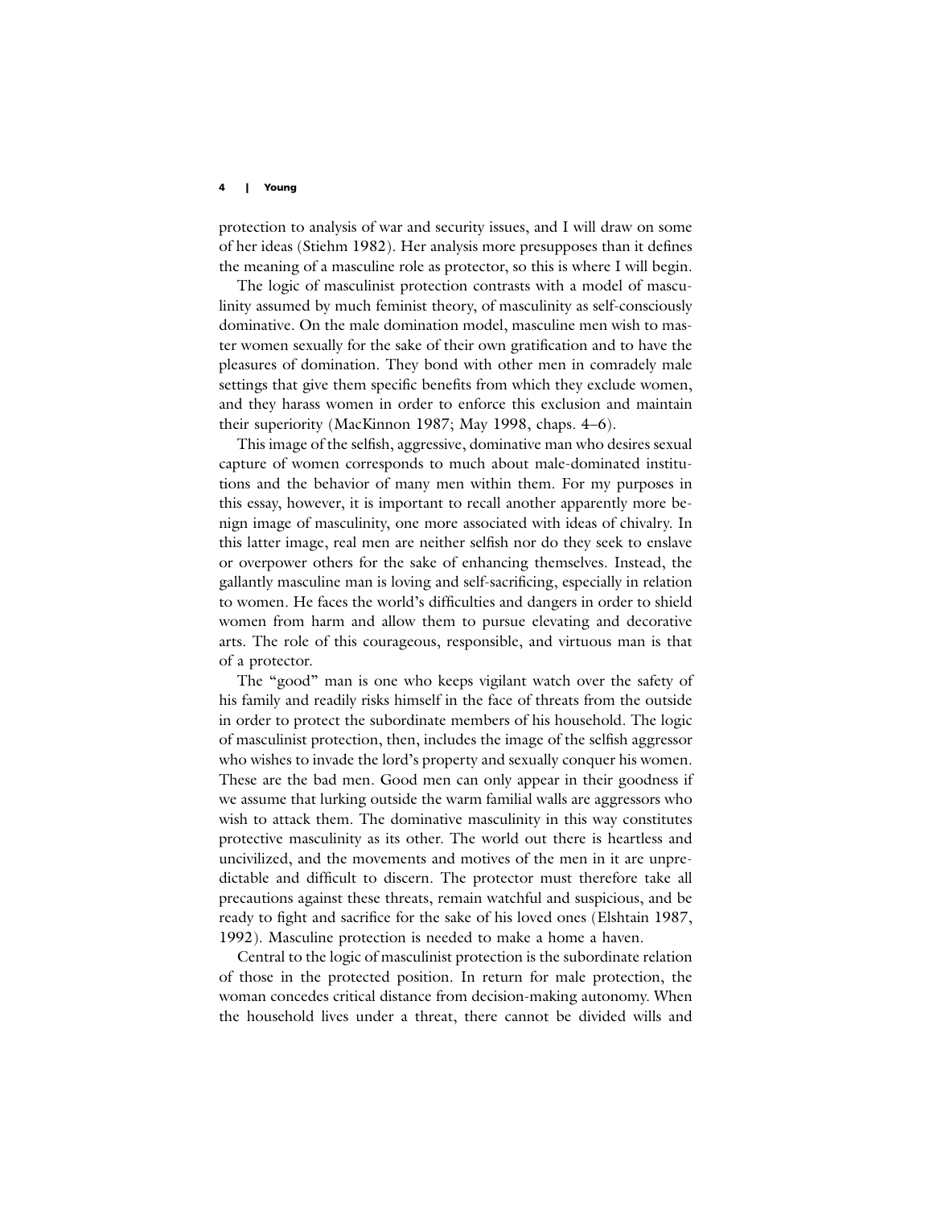protection to analysis of war and security issues, and I will draw on some of her ideas (Stiehm 1982). Her analysis more presupposes than it defines the meaning of a masculine role as protector, so this is where I will begin.

The logic of masculinist protection contrasts with a model of masculinity assumed by much feminist theory, of masculinity as self-consciously dominative. On the male domination model, masculine men wish to master women sexually for the sake of their own gratification and to have the pleasures of domination. They bond with other men in comradely male settings that give them specific benefits from which they exclude women, and they harass women in order to enforce this exclusion and maintain their superiority (MacKinnon 1987; May 1998, chaps. 4–6).

This image of the selfish, aggressive, dominative man who desires sexual capture of women corresponds to much about male-dominated institutions and the behavior of many men within them. For my purposes in this essay, however, it is important to recall another apparently more benign image of masculinity, one more associated with ideas of chivalry. In this latter image, real men are neither selfish nor do they seek to enslave or overpower others for the sake of enhancing themselves. Instead, the gallantly masculine man is loving and self-sacrificing, especially in relation to women. He faces the world's difficulties and dangers in order to shield women from harm and allow them to pursue elevating and decorative arts. The role of this courageous, responsible, and virtuous man is that of a protector.

The "good" man is one who keeps vigilant watch over the safety of his family and readily risks himself in the face of threats from the outside in order to protect the subordinate members of his household. The logic of masculinist protection, then, includes the image of the selfish aggressor who wishes to invade the lord's property and sexually conquer his women. These are the bad men. Good men can only appear in their goodness if we assume that lurking outside the warm familial walls are aggressors who wish to attack them. The dominative masculinity in this way constitutes protective masculinity as its other. The world out there is heartless and uncivilized, and the movements and motives of the men in it are unpredictable and difficult to discern. The protector must therefore take all precautions against these threats, remain watchful and suspicious, and be ready to fight and sacrifice for the sake of his loved ones (Elshtain 1987, 1992). Masculine protection is needed to make a home a haven.

Central to the logic of masculinist protection is the subordinate relation of those in the protected position. In return for male protection, the woman concedes critical distance from decision-making autonomy. When the household lives under a threat, there cannot be divided wills and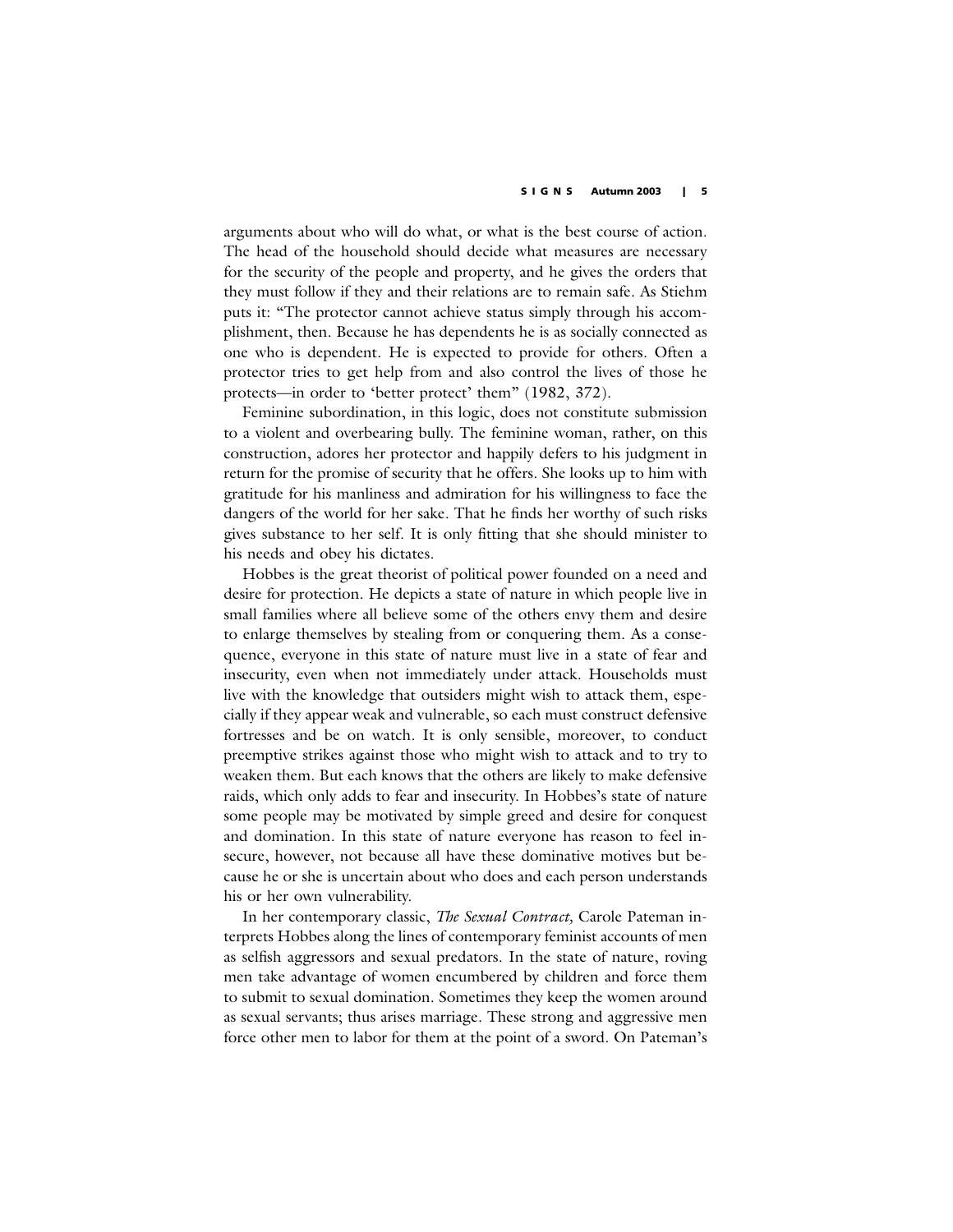arguments about who will do what, or what is the best course of action. The head of the household should decide what measures are necessary for the security of the people and property, and he gives the orders that they must follow if they and their relations are to remain safe. As Stiehm puts it: "The protector cannot achieve status simply through his accomplishment, then. Because he has dependents he is as socially connected as one who is dependent. He is expected to provide for others. Often a protector tries to get help from and also control the lives of those he protects—in order to 'better protect' them" (1982, 372).

Feminine subordination, in this logic, does not constitute submission to a violent and overbearing bully. The feminine woman, rather, on this construction, adores her protector and happily defers to his judgment in return for the promise of security that he offers. She looks up to him with gratitude for his manliness and admiration for his willingness to face the dangers of the world for her sake. That he finds her worthy of such risks gives substance to her self. It is only fitting that she should minister to his needs and obey his dictates.

Hobbes is the great theorist of political power founded on a need and desire for protection. He depicts a state of nature in which people live in small families where all believe some of the others envy them and desire to enlarge themselves by stealing from or conquering them. As a consequence, everyone in this state of nature must live in a state of fear and insecurity, even when not immediately under attack. Households must live with the knowledge that outsiders might wish to attack them, especially if they appear weak and vulnerable, so each must construct defensive fortresses and be on watch. It is only sensible, moreover, to conduct preemptive strikes against those who might wish to attack and to try to weaken them. But each knows that the others are likely to make defensive raids, which only adds to fear and insecurity. In Hobbes's state of nature some people may be motivated by simple greed and desire for conquest and domination. In this state of nature everyone has reason to feel insecure, however, not because all have these dominative motives but because he or she is uncertain about who does and each person understands his or her own vulnerability.

In her contemporary classic, *The Sexual Contract,* Carole Pateman interprets Hobbes along the lines of contemporary feminist accounts of men as selfish aggressors and sexual predators. In the state of nature, roving men take advantage of women encumbered by children and force them to submit to sexual domination. Sometimes they keep the women around as sexual servants; thus arises marriage. These strong and aggressive men force other men to labor for them at the point of a sword. On Pateman's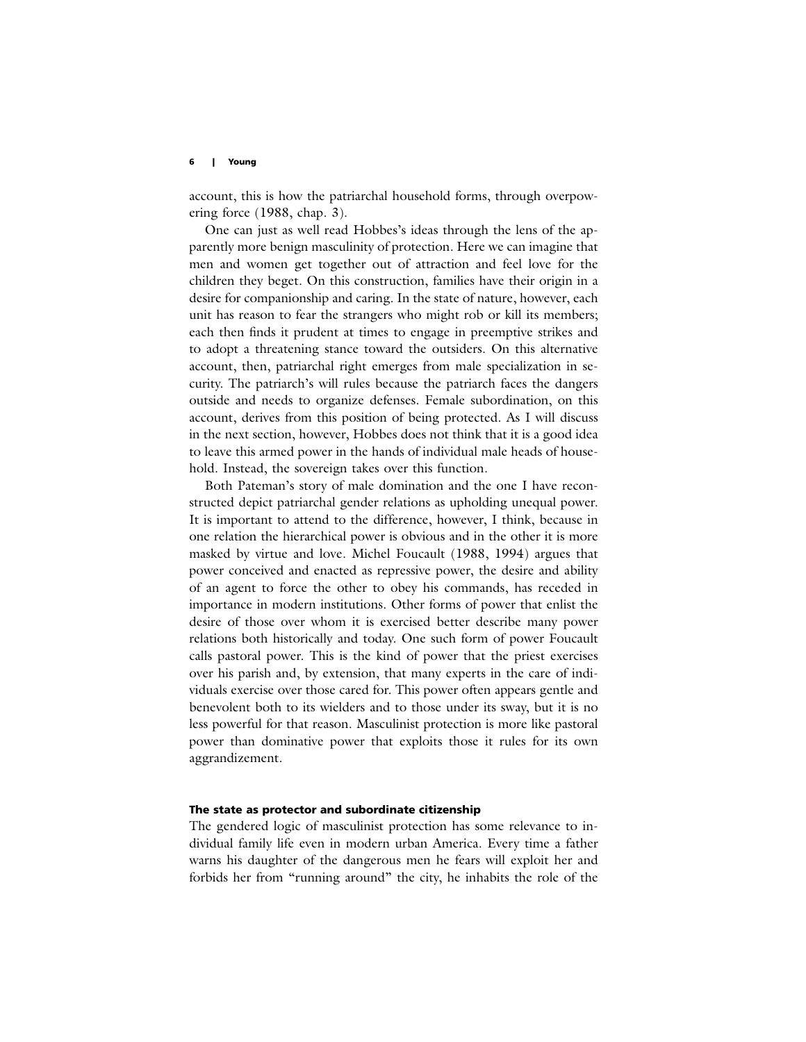account, this is how the patriarchal household forms, through overpowering force (1988, chap. 3).

One can just as well read Hobbes's ideas through the lens of the apparently more benign masculinity of protection. Here we can imagine that men and women get together out of attraction and feel love for the children they beget. On this construction, families have their origin in a desire for companionship and caring. In the state of nature, however, each unit has reason to fear the strangers who might rob or kill its members; each then finds it prudent at times to engage in preemptive strikes and to adopt a threatening stance toward the outsiders. On this alternative account, then, patriarchal right emerges from male specialization in security. The patriarch's will rules because the patriarch faces the dangers outside and needs to organize defenses. Female subordination, on this account, derives from this position of being protected. As I will discuss in the next section, however, Hobbes does not think that it is a good idea to leave this armed power in the hands of individual male heads of household. Instead, the sovereign takes over this function.

Both Pateman's story of male domination and the one I have reconstructed depict patriarchal gender relations as upholding unequal power. It is important to attend to the difference, however, I think, because in one relation the hierarchical power is obvious and in the other it is more masked by virtue and love. Michel Foucault (1988, 1994) argues that power conceived and enacted as repressive power, the desire and ability of an agent to force the other to obey his commands, has receded in importance in modern institutions. Other forms of power that enlist the desire of those over whom it is exercised better describe many power relations both historically and today. One such form of power Foucault calls pastoral power. This is the kind of power that the priest exercises over his parish and, by extension, that many experts in the care of individuals exercise over those cared for. This power often appears gentle and benevolent both to its wielders and to those under its sway, but it is no less powerful for that reason. Masculinist protection is more like pastoral power than dominative power that exploits those it rules for its own aggrandizement.

## The state as protector and subordinate citizenship

The gendered logic of masculinist protection has some relevance to individual family life even in modern urban America. Every time a father warns his daughter of the dangerous men he fears will exploit her and forbids her from "running around" the city, he inhabits the role of the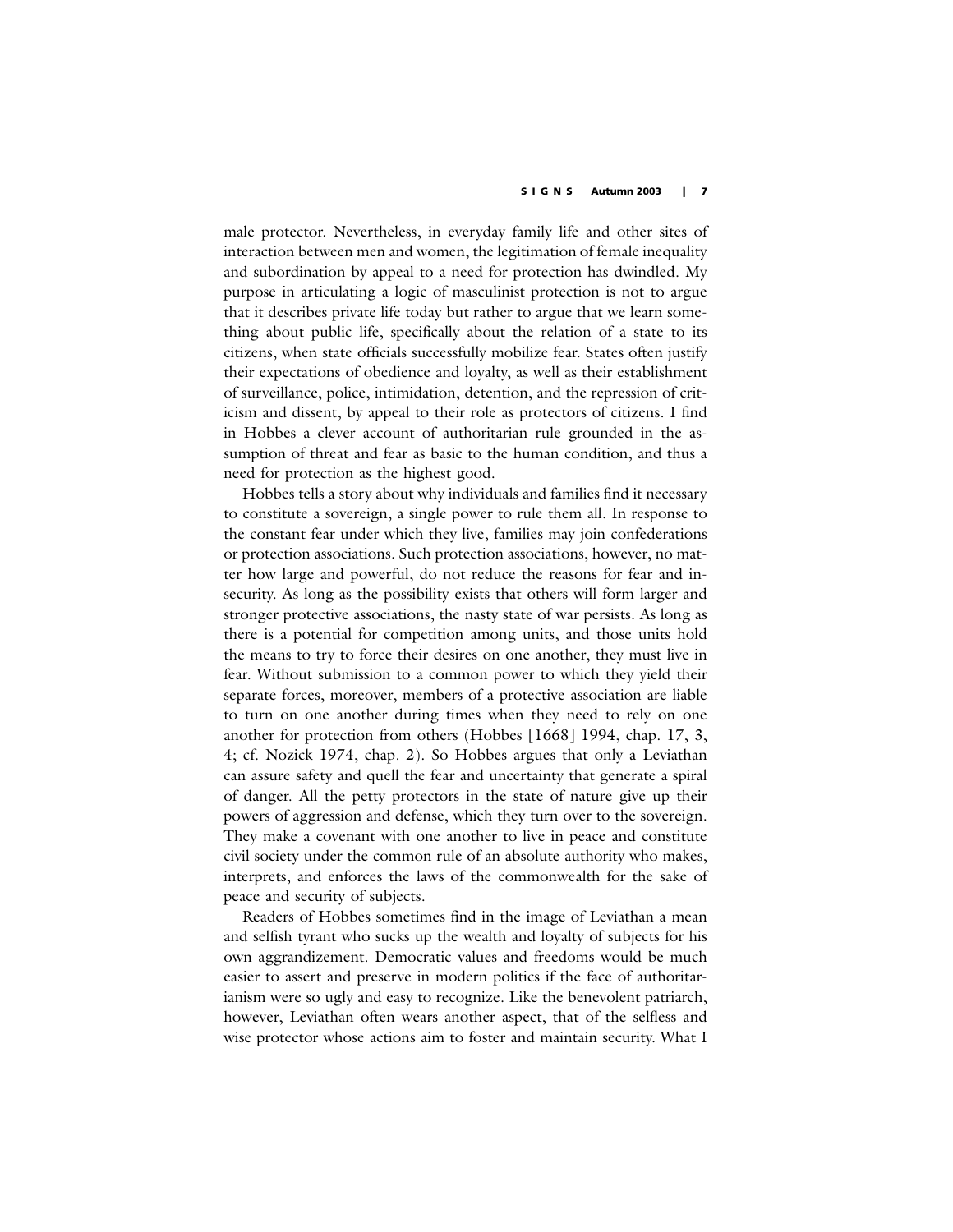male protector. Nevertheless, in everyday family life and other sites of interaction between men and women, the legitimation of female inequality and subordination by appeal to a need for protection has dwindled. My purpose in articulating a logic of masculinist protection is not to argue that it describes private life today but rather to argue that we learn something about public life, specifically about the relation of a state to its citizens, when state officials successfully mobilize fear. States often justify their expectations of obedience and loyalty, as well as their establishment of surveillance, police, intimidation, detention, and the repression of criticism and dissent, by appeal to their role as protectors of citizens. I find in Hobbes a clever account of authoritarian rule grounded in the assumption of threat and fear as basic to the human condition, and thus a need for protection as the highest good.

Hobbes tells a story about why individuals and families find it necessary to constitute a sovereign, a single power to rule them all. In response to the constant fear under which they live, families may join confederations or protection associations. Such protection associations, however, no matter how large and powerful, do not reduce the reasons for fear and insecurity. As long as the possibility exists that others will form larger and stronger protective associations, the nasty state of war persists. As long as there is a potential for competition among units, and those units hold the means to try to force their desires on one another, they must live in fear. Without submission to a common power to which they yield their separate forces, moreover, members of a protective association are liable to turn on one another during times when they need to rely on one another for protection from others (Hobbes [1668] 1994, chap. 17, 3, 4; cf. Nozick 1974, chap. 2). So Hobbes argues that only a Leviathan can assure safety and quell the fear and uncertainty that generate a spiral of danger. All the petty protectors in the state of nature give up their powers of aggression and defense, which they turn over to the sovereign. They make a covenant with one another to live in peace and constitute civil society under the common rule of an absolute authority who makes, interprets, and enforces the laws of the commonwealth for the sake of peace and security of subjects.

Readers of Hobbes sometimes find in the image of Leviathan a mean and selfish tyrant who sucks up the wealth and loyalty of subjects for his own aggrandizement. Democratic values and freedoms would be much easier to assert and preserve in modern politics if the face of authoritarianism were so ugly and easy to recognize. Like the benevolent patriarch, however, Leviathan often wears another aspect, that of the selfless and wise protector whose actions aim to foster and maintain security. What I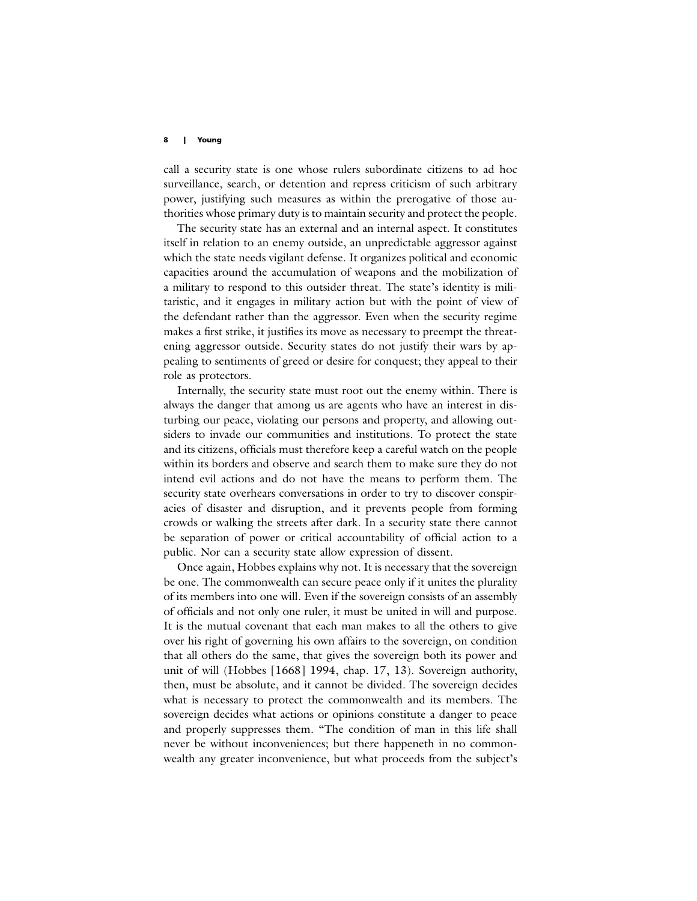call a security state is one whose rulers subordinate citizens to ad hoc surveillance, search, or detention and repress criticism of such arbitrary power, justifying such measures as within the prerogative of those authorities whose primary duty is to maintain security and protect the people.

The security state has an external and an internal aspect. It constitutes itself in relation to an enemy outside, an unpredictable aggressor against which the state needs vigilant defense. It organizes political and economic capacities around the accumulation of weapons and the mobilization of a military to respond to this outsider threat. The state's identity is militaristic, and it engages in military action but with the point of view of the defendant rather than the aggressor. Even when the security regime makes a first strike, it justifies its move as necessary to preempt the threatening aggressor outside. Security states do not justify their wars by appealing to sentiments of greed or desire for conquest; they appeal to their role as protectors.

Internally, the security state must root out the enemy within. There is always the danger that among us are agents who have an interest in disturbing our peace, violating our persons and property, and allowing outsiders to invade our communities and institutions. To protect the state and its citizens, officials must therefore keep a careful watch on the people within its borders and observe and search them to make sure they do not intend evil actions and do not have the means to perform them. The security state overhears conversations in order to try to discover conspiracies of disaster and disruption, and it prevents people from forming crowds or walking the streets after dark. In a security state there cannot be separation of power or critical accountability of official action to a public. Nor can a security state allow expression of dissent.

Once again, Hobbes explains why not. It is necessary that the sovereign be one. The commonwealth can secure peace only if it unites the plurality of its members into one will. Even if the sovereign consists of an assembly of officials and not only one ruler, it must be united in will and purpose. It is the mutual covenant that each man makes to all the others to give over his right of governing his own affairs to the sovereign, on condition that all others do the same, that gives the sovereign both its power and unit of will (Hobbes [1668] 1994, chap. 17, 13). Sovereign authority, then, must be absolute, and it cannot be divided. The sovereign decides what is necessary to protect the commonwealth and its members. The sovereign decides what actions or opinions constitute a danger to peace and properly suppresses them. "The condition of man in this life shall never be without inconveniences; but there happeneth in no commonwealth any greater inconvenience, but what proceeds from the subject's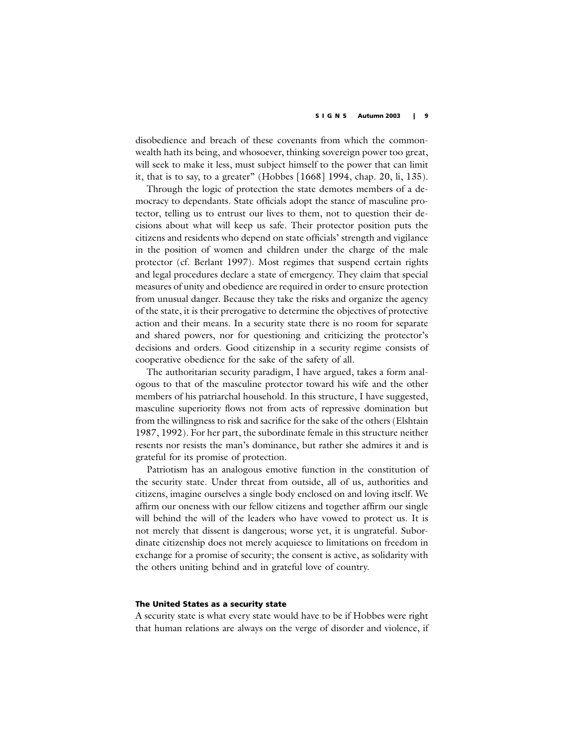disobedience and breach of these covenants from which the commonwealth hath its being, and whosoever, thinking sovereign power too great, will seek to make it less, must subject himself to the power that can limit it, that is to say, to a greater" (Hobbes [1668] 1994, chap. 20, li, 135).

Through the logic of protection the state demotes members of a democracy to dependants. State officials adopt the stance of masculine protector, telling us to entrust our lives to them, not to question their decisions about what will keep us safe. Their protector position puts the citizens and residents who depend on state officials' strength and vigilance in the position of women and children under the charge of the male protector (cf. Berlant 1997). Most regimes that suspend certain rights and legal procedures declare a state of emergency. They claim that special measures of unity and obedience are required in order to ensure protection from unusual danger. Because they take the risks and organize the agency of the state, it is their prerogative to determine the objectives of protective action and their means. In a security state there is no room for separate and shared powers, nor for questioning and criticizing the protector's decisions and orders. Good citizenship in a security regime consists of cooperative obedience for the sake of the safety of all.

The authoritarian security paradigm, I have argued, takes a form analogous to that of the masculine protector toward his wife and the other members of his patriarchal household. In this structure, I have suggested, masculine superiority flows not from acts of repressive domination but from the willingness to risk and sacrifice for the sake of the others (Elshtain 1987, 1992). For her part, the subordinate female in this structure neither resents nor resists the man's dominance, but rather she admires it and is grateful for its promise of protection.

Patriotism has an analogous emotive function in the constitution of the security state. Under threat from outside, all of us, authorities and citizens, imagine ourselves a single body enclosed on and loving itself. We affirm our oneness with our fellow citizens and together affirm our single will behind the will of the leaders who have vowed to protect us. It is not merely that dissent is dangerous; worse yet, it is ungrateful. Subordinate citizenship does not merely acquiesce to limitations on freedom in exchange for a promise of security; the consent is active, as solidarity with the others uniting behind and in grateful love of country.

## The United States as a security state

A security state is what every state would have to be if Hobbes were right that human relations are always on the verge of disorder and violence, if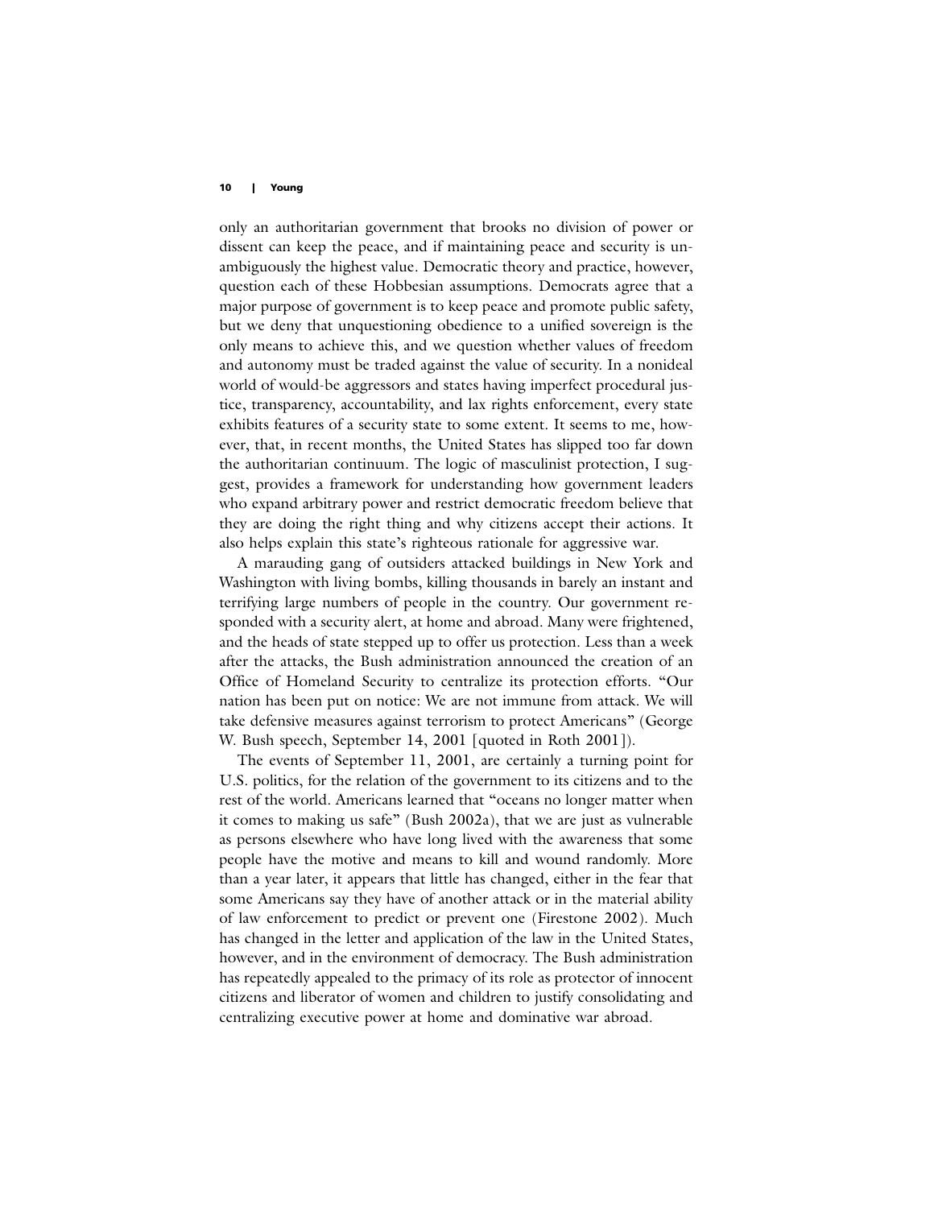only an authoritarian government that brooks no division of power or dissent can keep the peace, and if maintaining peace and security is unambiguously the highest value. Democratic theory and practice, however, question each of these Hobbesian assumptions. Democrats agree that a major purpose of government is to keep peace and promote public safety, but we deny that unquestioning obedience to a unified sovereign is the only means to achieve this, and we question whether values of freedom and autonomy must be traded against the value of security. In a nonideal world of would-be aggressors and states having imperfect procedural justice, transparency, accountability, and lax rights enforcement, every state exhibits features of a security state to some extent. It seems to me, however, that, in recent months, the United States has slipped too far down the authoritarian continuum. The logic of masculinist protection, I suggest, provides a framework for understanding how government leaders who expand arbitrary power and restrict democratic freedom believe that they are doing the right thing and why citizens accept their actions. It also helps explain this state's righteous rationale for aggressive war.

A marauding gang of outsiders attacked buildings in New York and Washington with living bombs, killing thousands in barely an instant and terrifying large numbers of people in the country. Our government responded with a security alert, at home and abroad. Many were frightened, and the heads of state stepped up to offer us protection. Less than a week after the attacks, the Bush administration announced the creation of an Office of Homeland Security to centralize its protection efforts. "Our nation has been put on notice: We are not immune from attack. We will take defensive measures against terrorism to protect Americans" (George W. Bush speech, September 14, 2001 [quoted in Roth 2001]).

The events of September 11, 2001, are certainly a turning point for U.S. politics, for the relation of the government to its citizens and to the rest of the world. Americans learned that "oceans no longer matter when it comes to making us safe" (Bush 2002a), that we are just as vulnerable as persons elsewhere who have long lived with the awareness that some people have the motive and means to kill and wound randomly. More than a year later, it appears that little has changed, either in the fear that some Americans say they have of another attack or in the material ability of law enforcement to predict or prevent one (Firestone 2002). Much has changed in the letter and application of the law in the United States, however, and in the environment of democracy. The Bush administration has repeatedly appealed to the primacy of its role as protector of innocent citizens and liberator of women and children to justify consolidating and centralizing executive power at home and dominative war abroad.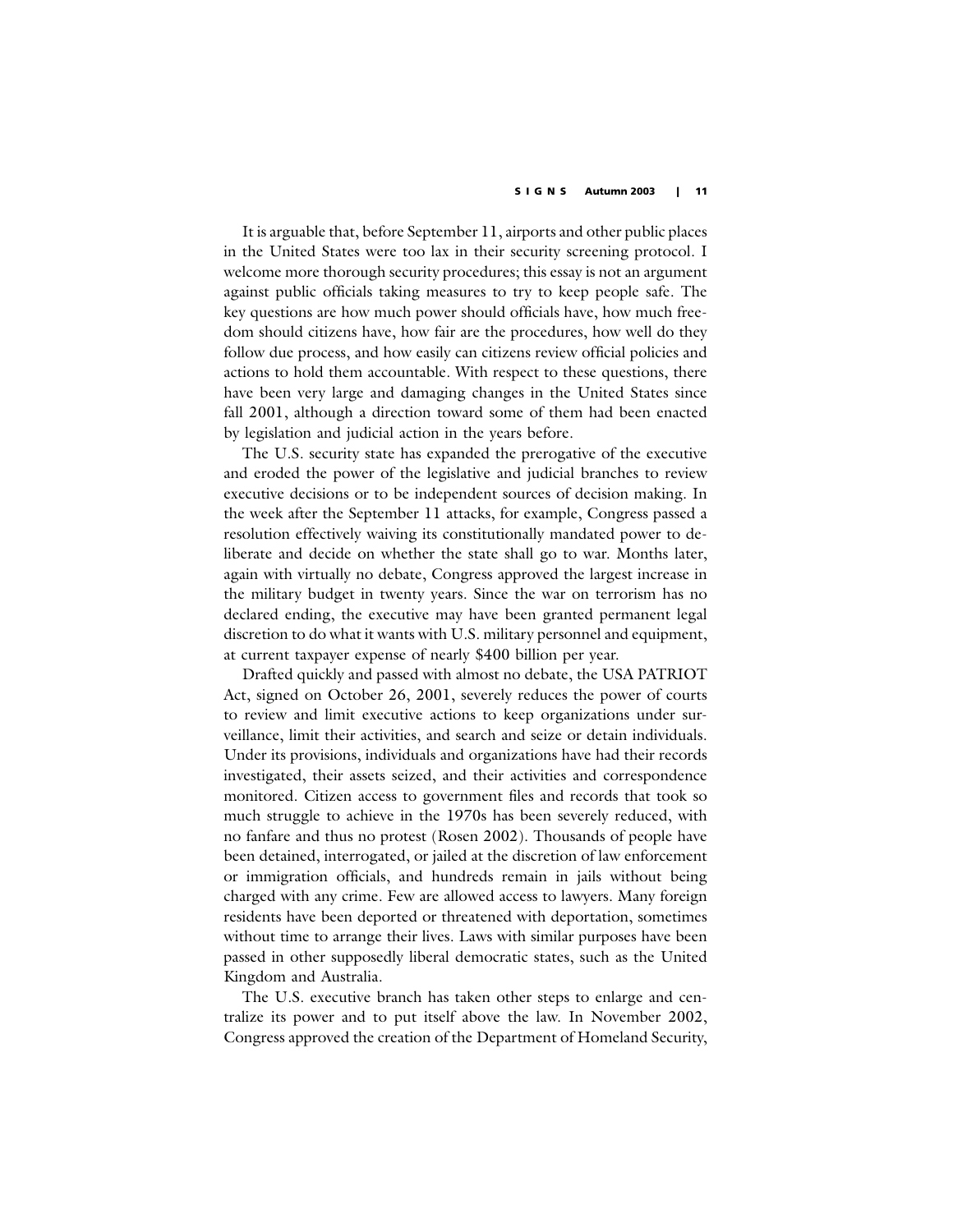It is arguable that, before September 11, airports and other public places in the United States were too lax in their security screening protocol. I welcome more thorough security procedures; this essay is not an argument against public officials taking measures to try to keep people safe. The key questions are how much power should officials have, how much freedom should citizens have, how fair are the procedures, how well do they follow due process, and how easily can citizens review official policies and actions to hold them accountable. With respect to these questions, there have been very large and damaging changes in the United States since fall 2001, although a direction toward some of them had been enacted by legislation and judicial action in the years before.

The U.S. security state has expanded the prerogative of the executive and eroded the power of the legislative and judicial branches to review executive decisions or to be independent sources of decision making. In the week after the September 11 attacks, for example, Congress passed a resolution effectively waiving its constitutionally mandated power to deliberate and decide on whether the state shall go to war. Months later, again with virtually no debate, Congress approved the largest increase in the military budget in twenty years. Since the war on terrorism has no declared ending, the executive may have been granted permanent legal discretion to do what it wants with U.S. military personnel and equipment, at current taxpayer expense of nearly $400 billion per year.

Drafted quickly and passed with almost no debate, the USA PATRIOT Act, signed on October 26, 2001, severely reduces the power of courts to review and limit executive actions to keep organizations under surveillance, limit their activities, and search and seize or detain individuals. Under its provisions, individuals and organizations have had their records investigated, their assets seized, and their activities and correspondence monitored. Citizen access to government files and records that took so much struggle to achieve in the 1970s has been severely reduced, with no fanfare and thus no protest (Rosen 2002). Thousands of people have been detained, interrogated, or jailed at the discretion of law enforcement or immigration officials, and hundreds remain in jails without being charged with any crime. Few are allowed access to lawyers. Many foreign residents have been deported or threatened with deportation, sometimes without time to arrange their lives. Laws with similar purposes have been passed in other supposedly liberal democratic states, such as the United Kingdom and Australia.

The U.S. executive branch has taken other steps to enlarge and centralize its power and to put itself above the law. In November 2002, Congress approved the creation of the Department of Homeland Security,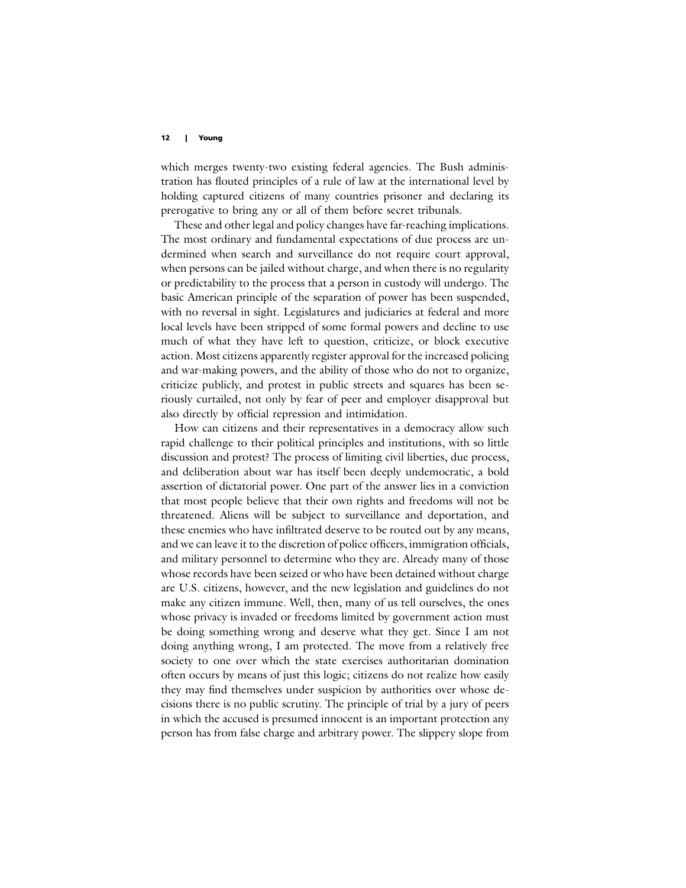which merges twenty-two existing federal agencies. The Bush administration has flouted principles of a rule of law at the international level by holding captured citizens of many countries prisoner and declaring its prerogative to bring any or all of them before secret tribunals.

These and other legal and policy changes have far-reaching implications. The most ordinary and fundamental expectations of due process are undermined when search and surveillance do not require court approval, when persons can be jailed without charge, and when there is no regularity or predictability to the process that a person in custody will undergo. The basic American principle of the separation of power has been suspended, with no reversal in sight. Legislatures and judiciaries at federal and more local levels have been stripped of some formal powers and decline to use much of what they have left to question, criticize, or block executive action. Most citizens apparently register approval for the increased policing and war-making powers, and the ability of those who do not to organize, criticize publicly, and protest in public streets and squares has been seriously curtailed, not only by fear of peer and employer disapproval but also directly by official repression and intimidation.

How can citizens and their representatives in a democracy allow such rapid challenge to their political principles and institutions, with so little discussion and protest? The process of limiting civil liberties, due process, and deliberation about war has itself been deeply undemocratic, a bold assertion of dictatorial power. One part of the answer lies in a conviction that most people believe that their own rights and freedoms will not be threatened. Aliens will be subject to surveillance and deportation, and these enemies who have infiltrated deserve to be routed out by any means, and we can leave it to the discretion of police officers, immigration officials, and military personnel to determine who they are. Already many of those whose records have been seized or who have been detained without charge are U.S. citizens, however, and the new legislation and guidelines do not make any citizen immune. Well, then, many of us tell ourselves, the ones whose privacy is invaded or freedoms limited by government action must be doing something wrong and deserve what they get. Since I am not doing anything wrong, I am protected. The move from a relatively free society to one over which the state exercises authoritarian domination often occurs by means of just this logic; citizens do not realize how easily they may find themselves under suspicion by authorities over whose decisions there is no public scrutiny. The principle of trial by a jury of peers in which the accused is presumed innocent is an important protection any person has from false charge and arbitrary power. The slippery slope from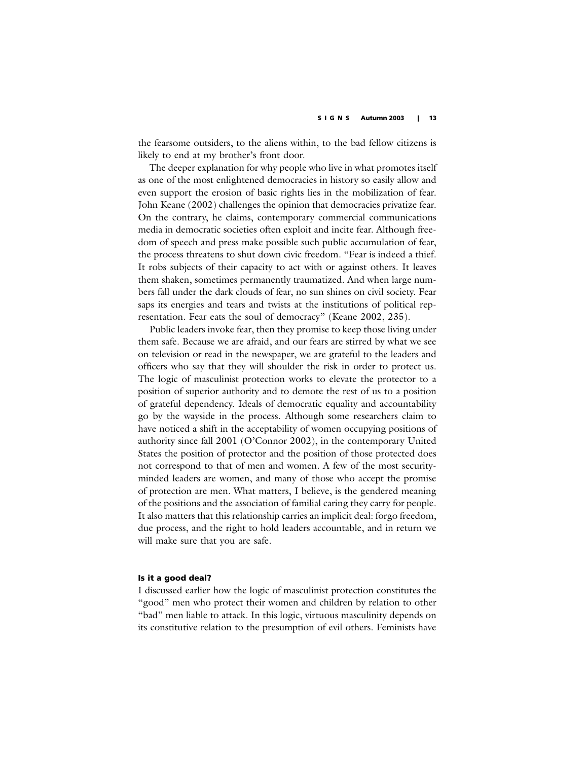the fearsome outsiders, to the aliens within, to the bad fellow citizens is likely to end at my brother's front door.

The deeper explanation for why people who live in what promotes itself as one of the most enlightened democracies in history so easily allow and even support the erosion of basic rights lies in the mobilization of fear. John Keane (2002) challenges the opinion that democracies privatize fear. On the contrary, he claims, contemporary commercial communications media in democratic societies often exploit and incite fear. Although freedom of speech and press make possible such public accumulation of fear, the process threatens to shut down civic freedom. "Fear is indeed a thief. It robs subjects of their capacity to act with or against others. It leaves them shaken, sometimes permanently traumatized. And when large numbers fall under the dark clouds of fear, no sun shines on civil society. Fear saps its energies and tears and twists at the institutions of political representation. Fear eats the soul of democracy" (Keane 2002, 235).

Public leaders invoke fear, then they promise to keep those living under them safe. Because we are afraid, and our fears are stirred by what we see on television or read in the newspaper, we are grateful to the leaders and officers who say that they will shoulder the risk in order to protect us. The logic of masculinist protection works to elevate the protector to a position of superior authority and to demote the rest of us to a position of grateful dependency. Ideals of democratic equality and accountability go by the wayside in the process. Although some researchers claim to have noticed a shift in the acceptability of women occupying positions of authority since fall 2001 (O'Connor 2002), in the contemporary United States the position of protector and the position of those protected does not correspond to that of men and women. A few of the most security-minded leaders are women, and many of those who accept the promise of protection are men. What matters, I believe, is the gendered meaning of the positions and the association of familial caring they carry for people. It also matters that this relationship carries an implicit deal: forgo freedom, due process, and the right to hold leaders accountable, and in return we will make sure that you are safe.

## Is it a good deal?

I discussed earlier how the logic of masculinist protection constitutes the "good" men who protect their women and children by relation to other "bad" men liable to attack. In this logic, virtuous masculinity depends on its constitutive relation to the presumption of evil others. Feminists have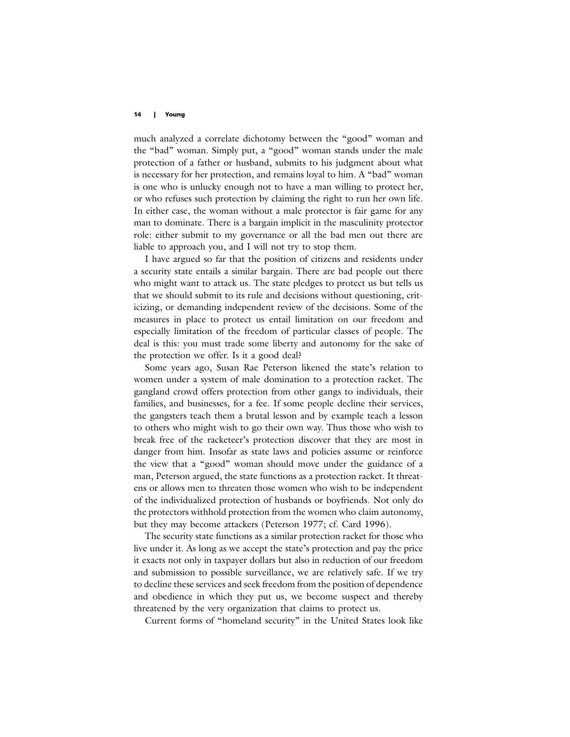much analyzed a correlate dichotomy between the "good" woman and the "bad" woman. Simply put, a "good" woman stands under the male protection of a father or husband, submits to his judgment about what is necessary for her protection, and remains loyal to him. A "bad" woman is one who is unlucky enough not to have a man willing to protect her, or who refuses such protection by claiming the right to run her own life. In either case, the woman without a male protector is fair game for any man to dominate. There is a bargain implicit in the masculinity protector role: either submit to my governance or all the bad men out there are liable to approach you, and I will not try to stop them.

I have argued so far that the position of citizens and residents under a security state entails a similar bargain. There are bad people out there who might want to attack us. The state pledges to protect us but tells us that we should submit to its rule and decisions without questioning, criticizing, or demanding independent review of the decisions. Some of the measures in place to protect us entail limitation on our freedom and especially limitation of the freedom of particular classes of people. The deal is this: you must trade some liberty and autonomy for the sake of the protection we offer. Is it a good deal?

Some years ago, Susan Rae Peterson likened the state's relation to women under a system of male domination to a protection racket. The gangland crowd offers protection from other gangs to individuals, their families, and businesses, for a fee. If some people decline their services, the gangsters teach them a brutal lesson and by example teach a lesson to others who might wish to go their own way. Thus those who wish to break free of the racketeer's protection discover that they are most in danger from him. Insofar as state laws and policies assume or reinforce the view that a "good" woman should move under the guidance of a man, Peterson argued, the state functions as a protection racket. It threatens or allows men to threaten those women who wish to be independent of the individualized protection of husbands or boyfriends. Not only do the protectors withhold protection from the women who claim autonomy, but they may become attackers (Peterson 1977; cf. Card 1996).

The security state functions as a similar protection racket for those who live under it. As long as we accept the state's protection and pay the price it exacts not only in taxpayer dollars but also in reduction of our freedom and submission to possible surveillance, we are relatively safe. If we try to decline these services and seek freedom from the position of dependence and obedience in which they put us, we become suspect and thereby threatened by the very organization that claims to protect us.

Current forms of "homeland security" in the United States look like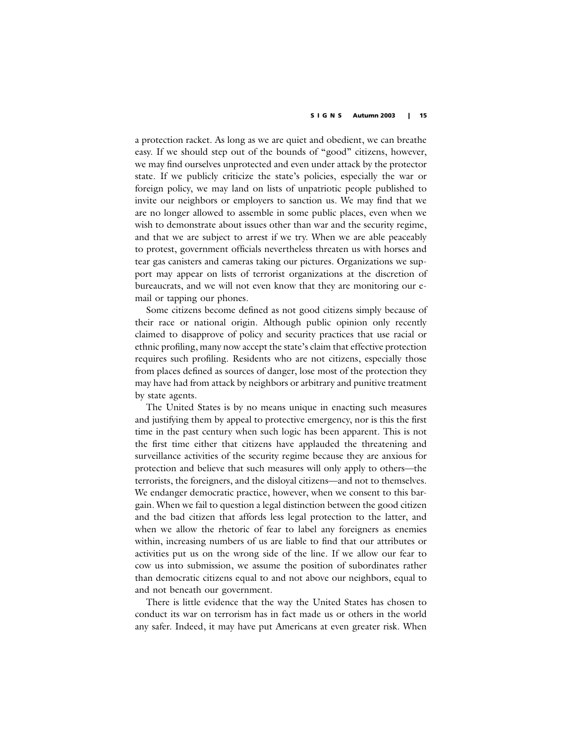a protection racket. As long as we are quiet and obedient, we can breathe easy. If we should step out of the bounds of "good" citizens, however, we may find ourselves unprotected and even under attack by the protector state. If we publicly criticize the state's policies, especially the war or foreign policy, we may land on lists of unpatriotic people published to invite our neighbors or employers to sanction us. We may find that we are no longer allowed to assemble in some public places, even when we wish to demonstrate about issues other than war and the security regime, and that we are subject to arrest if we try. When we are able peaceably to protest, government officials nevertheless threaten us with horses and tear gas canisters and cameras taking our pictures. Organizations we support may appear on lists of terrorist organizations at the discretion of bureaucrats, and we will not even know that they are monitoring our e-mail or tapping our phones.

Some citizens become defined as not good citizens simply because of their race or national origin. Although public opinion only recently claimed to disapprove of policy and security practices that use racial or ethnic profiling, many now accept the state's claim that effective protection requires such profiling. Residents who are not citizens, especially those from places defined as sources of danger, lose most of the protection they may have had from attack by neighbors or arbitrary and punitive treatment by state agents.

The United States is by no means unique in enacting such measures and justifying them by appeal to protective emergency, nor is this the first time in the past century when such logic has been apparent. This is not the first time either that citizens have applauded the threatening and surveillance activities of the security regime because they are anxious for protection and believe that such measures will only apply to others—the terrorists, the foreigners, and the disloyal citizens—and not to themselves. We endanger democratic practice, however, when we consent to this bargain. When we fail to question a legal distinction between the good citizen and the bad citizen that affords less legal protection to the latter, and when we allow the rhetoric of fear to label any foreigners as enemies within, increasing numbers of us are liable to find that our attributes or activities put us on the wrong side of the line. If we allow our fear to cow us into submission, we assume the position of subordinates rather than democratic citizens equal to and not above our neighbors, equal to and not beneath our government.

There is little evidence that the way the United States has chosen to conduct its war on terrorism has in fact made us or others in the world any safer. Indeed, it may have put Americans at even greater risk. When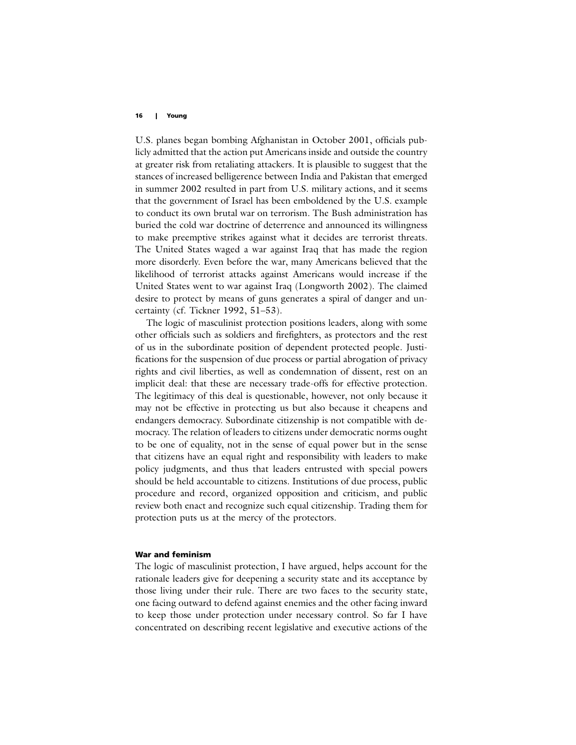U.S. planes began bombing Afghanistan in October 2001, officials publicly admitted that the action put Americans inside and outside the country at greater risk from retaliating attackers. It is plausible to suggest that the stances of increased belligerence between India and Pakistan that emerged in summer 2002 resulted in part from U.S. military actions, and it seems that the government of Israel has been emboldened by the U.S. example to conduct its own brutal war on terrorism. The Bush administration has buried the cold war doctrine of deterrence and announced its willingness to make preemptive strikes against what it decides are terrorist threats. The United States waged a war against Iraq that has made the region more disorderly. Even before the war, many Americans believed that the likelihood of terrorist attacks against Americans would increase if the United States went to war against Iraq (Longworth 2002). The claimed desire to protect by means of guns generates a spiral of danger and uncertainty (cf. Tickner 1992, 51–53).

The logic of masculinist protection positions leaders, along with some other officials such as soldiers and firefighters, as protectors and the rest of us in the subordinate position of dependent protected people. Justifications for the suspension of due process or partial abrogation of privacy rights and civil liberties, as well as condemnation of dissent, rest on an implicit deal: that these are necessary trade-offs for effective protection. The legitimacy of this deal is questionable, however, not only because it may not be effective in protecting us but also because it cheapens and endangers democracy. Subordinate citizenship is not compatible with democracy. The relation of leaders to citizens under democratic norms ought to be one of equality, not in the sense of equal power but in the sense that citizens have an equal right and responsibility with leaders to make policy judgments, and thus that leaders entrusted with special powers should be held accountable to citizens. Institutions of due process, public procedure and record, organized opposition and criticism, and public review both enact and recognize such equal citizenship. Trading them for protection puts us at the mercy of the protectors.

## War and feminism

The logic of masculinist protection, I have argued, helps account for the rationale leaders give for deepening a security state and its acceptance by those living under their rule. There are two faces to the security state, one facing outward to defend against enemies and the other facing inward to keep those under protection under necessary control. So far I have concentrated on describing recent legislative and executive actions of the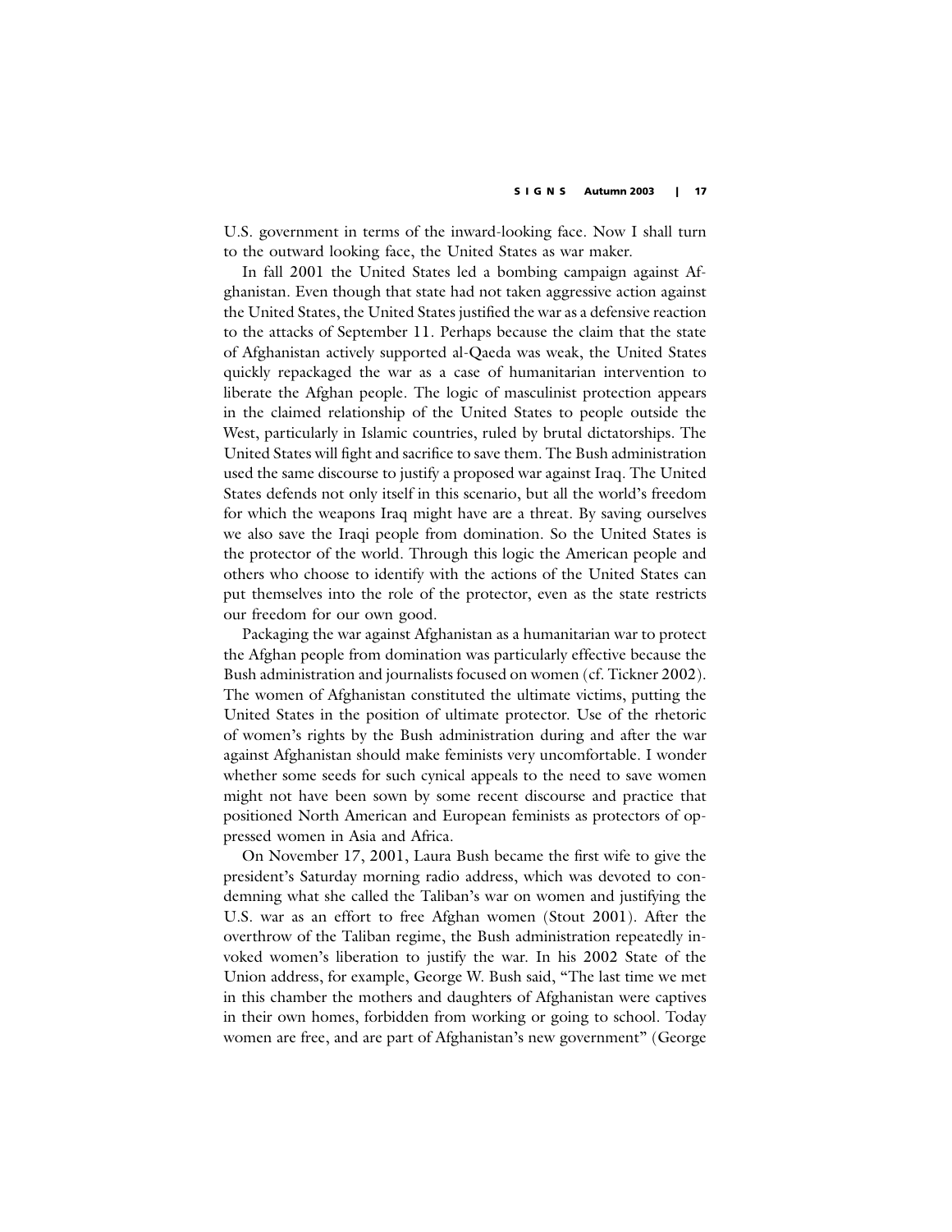U.S. government in terms of the inward-looking face. Now I shall turn to the outward looking face, the United States as war maker.

In fall 2001 the United States led a bombing campaign against Afghanistan. Even though that state had not taken aggressive action against the United States, the United States justified the war as a defensive reaction to the attacks of September 11. Perhaps because the claim that the state of Afghanistan actively supported al-Qaeda was weak, the United States quickly repackaged the war as a case of humanitarian intervention to liberate the Afghan people. The logic of masculinist protection appears in the claimed relationship of the United States to people outside the West, particularly in Islamic countries, ruled by brutal dictatorships. The United States will fight and sacrifice to save them. The Bush administration used the same discourse to justify a proposed war against Iraq. The United States defends not only itself in this scenario, but all the world's freedom for which the weapons Iraq might have are a threat. By saving ourselves we also save the Iraqi people from domination. So the United States is the protector of the world. Through this logic the American people and others who choose to identify with the actions of the United States can put themselves into the role of the protector, even as the state restricts our freedom for our own good.

Packaging the war against Afghanistan as a humanitarian war to protect the Afghan people from domination was particularly effective because the Bush administration and journalists focused on women (cf. Tickner 2002). The women of Afghanistan constituted the ultimate victims, putting the United States in the position of ultimate protector. Use of the rhetoric of women's rights by the Bush administration during and after the war against Afghanistan should make feminists very uncomfortable. I wonder whether some seeds for such cynical appeals to the need to save women might not have been sown by some recent discourse and practice that positioned North American and European feminists as protectors of oppressed women in Asia and Africa.

On November 17, 2001, Laura Bush became the first wife to give the president's Saturday morning radio address, which was devoted to condemning what she called the Taliban's war on women and justifying the U.S. war as an effort to free Afghan women (Stout 2001). After the overthrow of the Taliban regime, the Bush administration repeatedly invoked women's liberation to justify the war. In his 2002 State of the Union address, for example, George W. Bush said, "The last time we met in this chamber the mothers and daughters of Afghanistan were captives in their own homes, forbidden from working or going to school. Today women are free, and are part of Afghanistan's new government" (George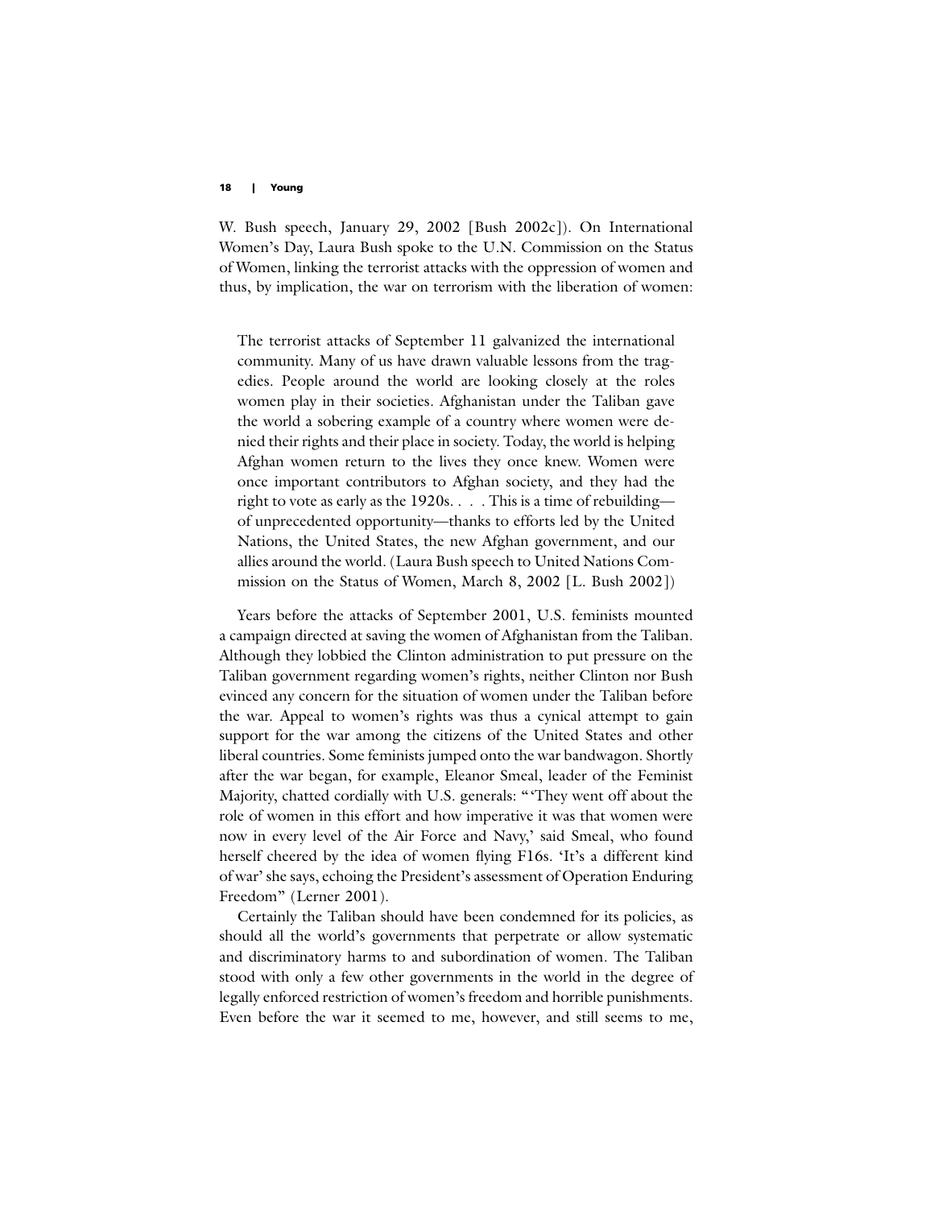W. Bush speech, January 29, 2002 [Bush 2002c]). On International Women's Day, Laura Bush spoke to the U.N. Commission on the Status of Women, linking the terrorist attacks with the oppression of women and thus, by implication, the war on terrorism with the liberation of women:

> The terrorist attacks of September 11 galvanized the international community. Many of us have drawn valuable lessons from the tragedies. People around the world are looking closely at the roles women play in their societies. Afghanistan under the Taliban gave the world a sobering example of a country where women were denied their rights and their place in society. Today, the world is helping Afghan women return to the lives they once knew. Women were once important contributors to Afghan society, and they had the right to vote as early as the 1920s. . . . This is a time of rebuilding—of unprecedented opportunity—thanks to efforts led by the United Nations, the United States, the new Afghan government, and our allies around the world. (Laura Bush speech to United Nations Commission on the Status of Women, March 8, 2002 [L. Bush 2002])

Years before the attacks of September 2001, U.S. feminists mounted a campaign directed at saving the women of Afghanistan from the Taliban. Although they lobbied the Clinton administration to put pressure on the Taliban government regarding women's rights, neither Clinton nor Bush evinced any concern for the situation of women under the Taliban before the war. Appeal to women's rights was thus a cynical attempt to gain support for the war among the citizens of the United States and other liberal countries. Some feminists jumped onto the war bandwagon. Shortly after the war began, for example, Eleanor Smeal, leader of the Feminist Majority, chatted cordially with U.S. generals: "'They went off about the role of women in this effort and how imperative it was that women were now in every level of the Air Force and Navy,' said Smeal, who found herself cheered by the idea of women flying F16s. 'It's a different kind of war' she says, echoing the President's assessment of Operation Enduring Freedom" (Lerner 2001).

Certainly the Taliban should have been condemned for its policies, as should all the world's governments that perpetrate or allow systematic and discriminatory harms to and subordination of women. The Taliban stood with only a few other governments in the world in the degree of legally enforced restriction of women's freedom and horrible punishments. Even before the war it seemed to me, however, and still seems to me,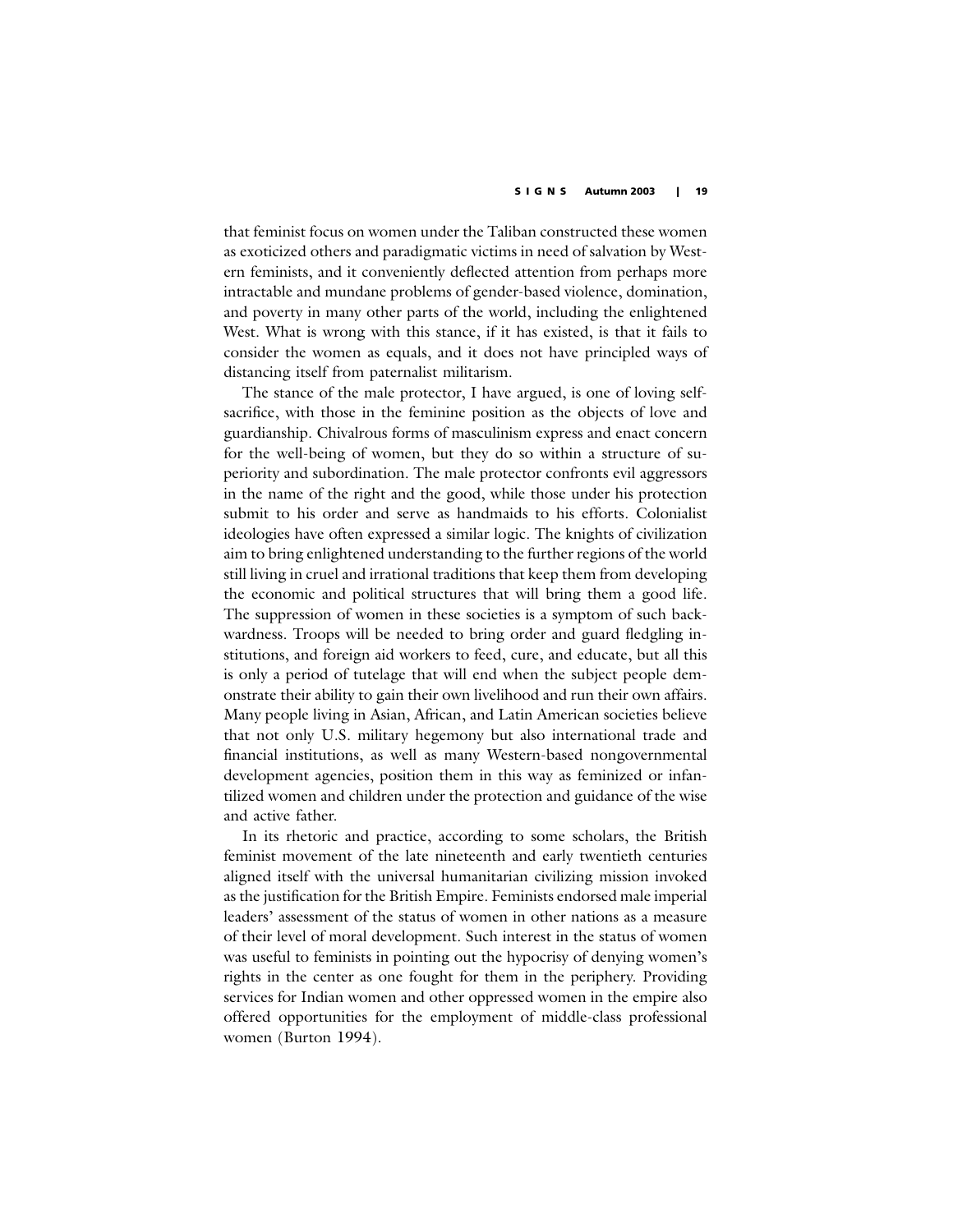that feminist focus on women under the Taliban constructed these women as exoticized others and paradigmatic victims in need of salvation by Western feminists, and it conveniently deflected attention from perhaps more intractable and mundane problems of gender-based violence, domination, and poverty in many other parts of the world, including the enlightened West. What is wrong with this stance, if it has existed, is that it fails to consider the women as equals, and it does not have principled ways of distancing itself from paternalist militarism.

The stance of the male protector, I have argued, is one of loving self-sacrifice, with those in the feminine position as the objects of love and guardianship. Chivalrous forms of masculinism express and enact concern for the well-being of women, but they do so within a structure of superiority and subordination. The male protector confronts evil aggressors in the name of the right and the good, while those under his protection submit to his order and serve as handmaids to his efforts. Colonialist ideologies have often expressed a similar logic. The knights of civilization aim to bring enlightened understanding to the further regions of the world still living in cruel and irrational traditions that keep them from developing the economic and political structures that will bring them a good life. The suppression of women in these societies is a symptom of such backwardness. Troops will be needed to bring order and guard fledgling institutions, and foreign aid workers to feed, cure, and educate, but all this is only a period of tutelage that will end when the subject people demonstrate their ability to gain their own livelihood and run their own affairs. Many people living in Asian, African, and Latin American societies believe that not only U.S. military hegemony but also international trade and financial institutions, as well as many Western-based nongovernmental development agencies, position them in this way as feminized or infantilized women and children under the protection and guidance of the wise and active father.

In its rhetoric and practice, according to some scholars, the British feminist movement of the late nineteenth and early twentieth centuries aligned itself with the universal humanitarian civilizing mission invoked as the justification for the British Empire. Feminists endorsed male imperial leaders' assessment of the status of women in other nations as a measure of their level of moral development. Such interest in the status of women was useful to feminists in pointing out the hypocrisy of denying women's rights in the center as one fought for them in the periphery. Providing services for Indian women and other oppressed women in the empire also offered opportunities for the employment of middle-class professional women (Burton 1994).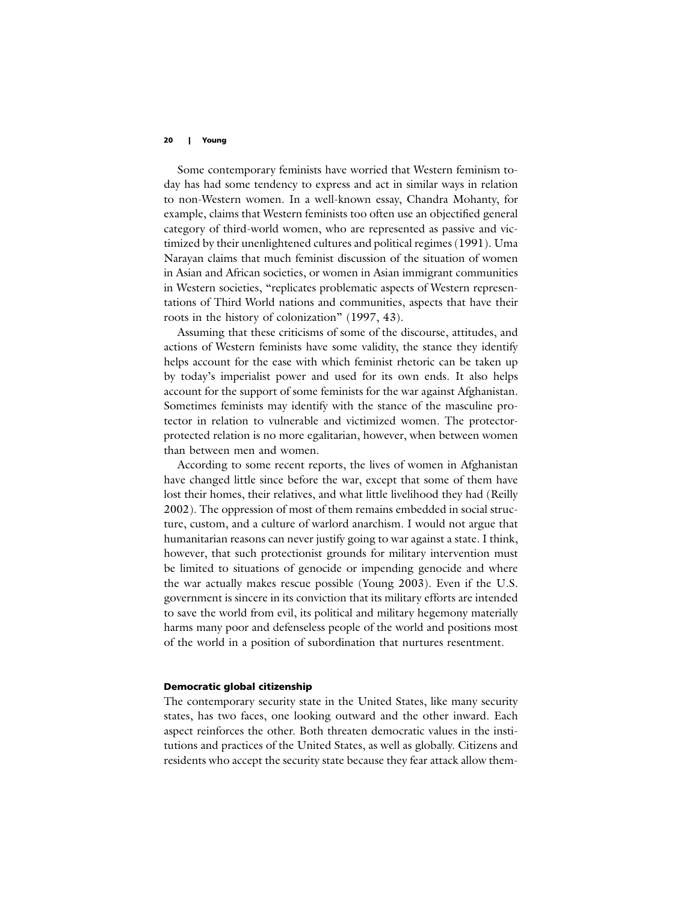Some contemporary feminists have worried that Western feminism today has had some tendency to express and act in similar ways in relation to non-Western women. In a well-known essay, Chandra Mohanty, for example, claims that Western feminists too often use an objectified general category of third-world women, who are represented as passive and victimized by their unenlightened cultures and political regimes (1991). Uma Narayan claims that much feminist discussion of the situation of women in Asian and African societies, or women in Asian immigrant communities in Western societies, "replicates problematic aspects of Western representations of Third World nations and communities, aspects that have their roots in the history of colonization" (1997, 43).

Assuming that these criticisms of some of the discourse, attitudes, and actions of Western feminists have some validity, the stance they identify helps account for the ease with which feminist rhetoric can be taken up by today's imperialist power and used for its own ends. It also helps account for the support of some feminists for the war against Afghanistan. Sometimes feminists may identify with the stance of the masculine protector in relation to vulnerable and victimized women. The protector-protected relation is no more egalitarian, however, when between women than between men and women.

According to some recent reports, the lives of women in Afghanistan have changed little since before the war, except that some of them have lost their homes, their relatives, and what little livelihood they had (Reilly 2002). The oppression of most of them remains embedded in social structure, custom, and a culture of warlord anarchism. I would not argue that humanitarian reasons can never justify going to war against a state. I think, however, that such protectionist grounds for military intervention must be limited to situations of genocide or impending genocide and where the war actually makes rescue possible (Young 2003). Even if the U.S. government is sincere in its conviction that its military efforts are intended to save the world from evil, its political and military hegemony materially harms many poor and defenseless people of the world and positions most of the world in a position of subordination that nurtures resentment.

## Democratic global citizenship

The contemporary security state in the United States, like many security states, has two faces, one looking outward and the other inward. Each aspect reinforces the other. Both threaten democratic values in the institutions and practices of the United States, as well as globally. Citizens and residents who accept the security state because they fear attack allow them-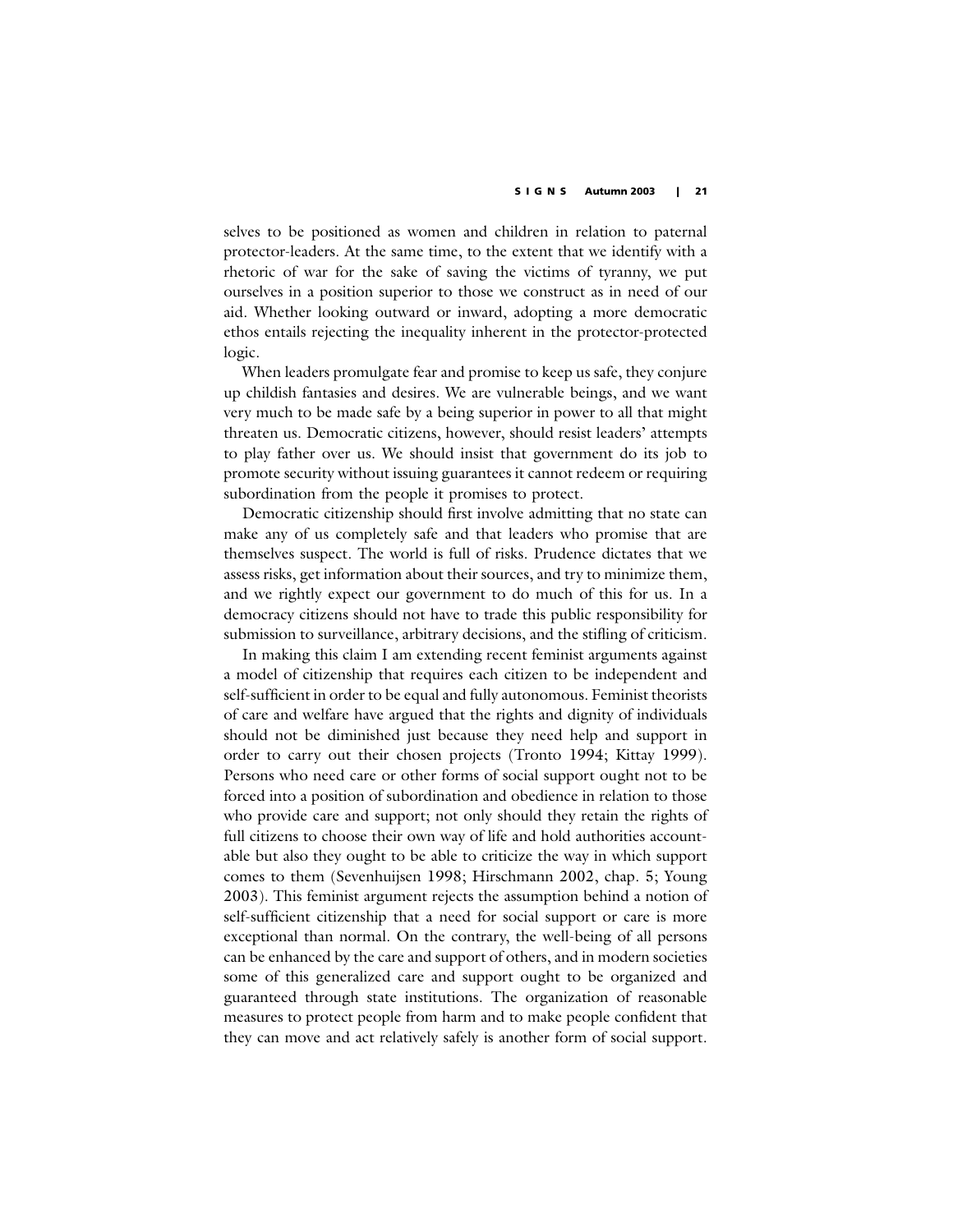selves to be positioned as women and children in relation to paternal protector-leaders. At the same time, to the extent that we identify with a rhetoric of war for the sake of saving the victims of tyranny, we put ourselves in a position superior to those we construct as in need of our aid. Whether looking outward or inward, adopting a more democratic ethos entails rejecting the inequality inherent in the protector-protected logic.

When leaders promulgate fear and promise to keep us safe, they conjure up childish fantasies and desires. We are vulnerable beings, and we want very much to be made safe by a being superior in power to all that might threaten us. Democratic citizens, however, should resist leaders' attempts to play father over us. We should insist that government do its job to promote security without issuing guarantees it cannot redeem or requiring subordination from the people it promises to protect.

Democratic citizenship should first involve admitting that no state can make any of us completely safe and that leaders who promise that are themselves suspect. The world is full of risks. Prudence dictates that we assess risks, get information about their sources, and try to minimize them, and we rightly expect our government to do much of this for us. In a democracy citizens should not have to trade this public responsibility for submission to surveillance, arbitrary decisions, and the stifling of criticism.

In making this claim I am extending recent feminist arguments against a model of citizenship that requires each citizen to be independent and self-sufficient in order to be equal and fully autonomous. Feminist theorists of care and welfare have argued that the rights and dignity of individuals should not be diminished just because they need help and support in order to carry out their chosen projects (Tronto 1994; Kittay 1999). Persons who need care or other forms of social support ought not to be forced into a position of subordination and obedience in relation to those who provide care and support; not only should they retain the rights of full citizens to choose their own way of life and hold authorities accountable but also they ought to be able to criticize the way in which support comes to them (Sevenhuijsen 1998; Hirschmann 2002, chap. 5; Young 2003). This feminist argument rejects the assumption behind a notion of self-sufficient citizenship that a need for social support or care is more exceptional than normal. On the contrary, the well-being of all persons can be enhanced by the care and support of others, and in modern societies some of this generalized care and support ought to be organized and guaranteed through state institutions. The organization of reasonable measures to protect people from harm and to make people confident that they can move and act relatively safely is another form of social support.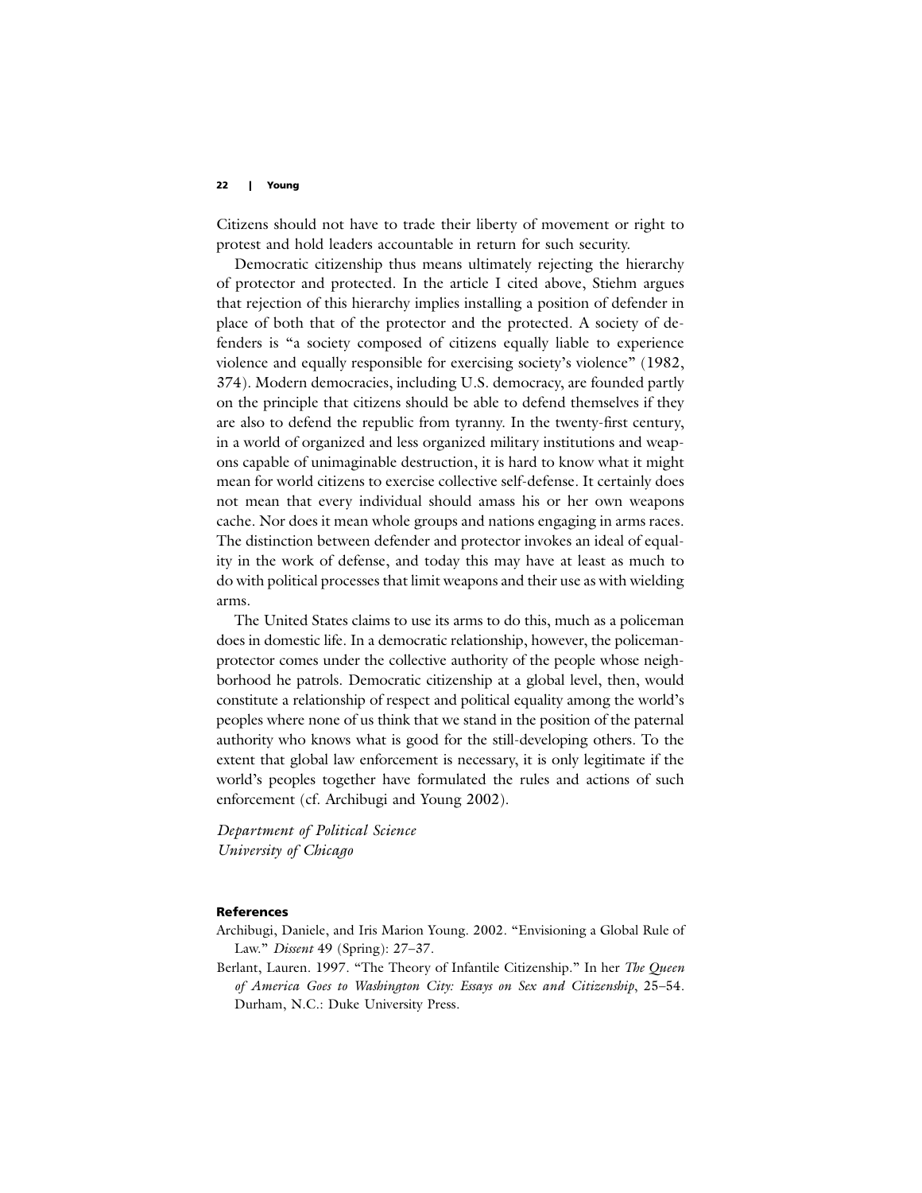Citizens should not have to trade their liberty of movement or right to protest and hold leaders accountable in return for such security.

Democratic citizenship thus means ultimately rejecting the hierarchy of protector and protected. In the article I cited above, Stiehm argues that rejection of this hierarchy implies installing a position of defender in place of both that of the protector and the protected. A society of defenders is "a society composed of citizens equally liable to experience violence and equally responsible for exercising society's violence" (1982, 374). Modern democracies, including U.S. democracy, are founded partly on the principle that citizens should be able to defend themselves if they are also to defend the republic from tyranny. In the twenty-first century, in a world of organized and less organized military institutions and weapons capable of unimaginable destruction, it is hard to know what it might mean for world citizens to exercise collective self-defense. It certainly does not mean that every individual should amass his or her own weapons cache. Nor does it mean whole groups and nations engaging in arms races. The distinction between defender and protector invokes an ideal of equality in the work of defense, and today this may have at least as much to do with political processes that limit weapons and their use as with wielding arms.

The United States claims to use its arms to do this, much as a policeman does in domestic life. In a democratic relationship, however, the policeman-protector comes under the collective authority of the people whose neighborhood he patrols. Democratic citizenship at a global level, then, would constitute a relationship of respect and political equality among the world's peoples where none of us think that we stand in the position of the paternal authority who knows what is good for the still-developing others. To the extent that global law enforcement is necessary, it is only legitimate if the world's peoples together have formulated the rules and actions of such enforcement (cf. Archibugi and Young 2002).

*Department of Political Science*
*University of Chicago*

## References

Archibugi, Daniele, and Iris Marion Young. 2002. "Envisioning a Global Rule of Law." *Dissent* 49 (Spring): 27–37.

Berlant, Lauren. 1997. "The Theory of Infantile Citizenship." In her *The Queen of America Goes to Washington City: Essays on Sex and Citizenship*, 25–54. Durham, N.C.: Duke University Press.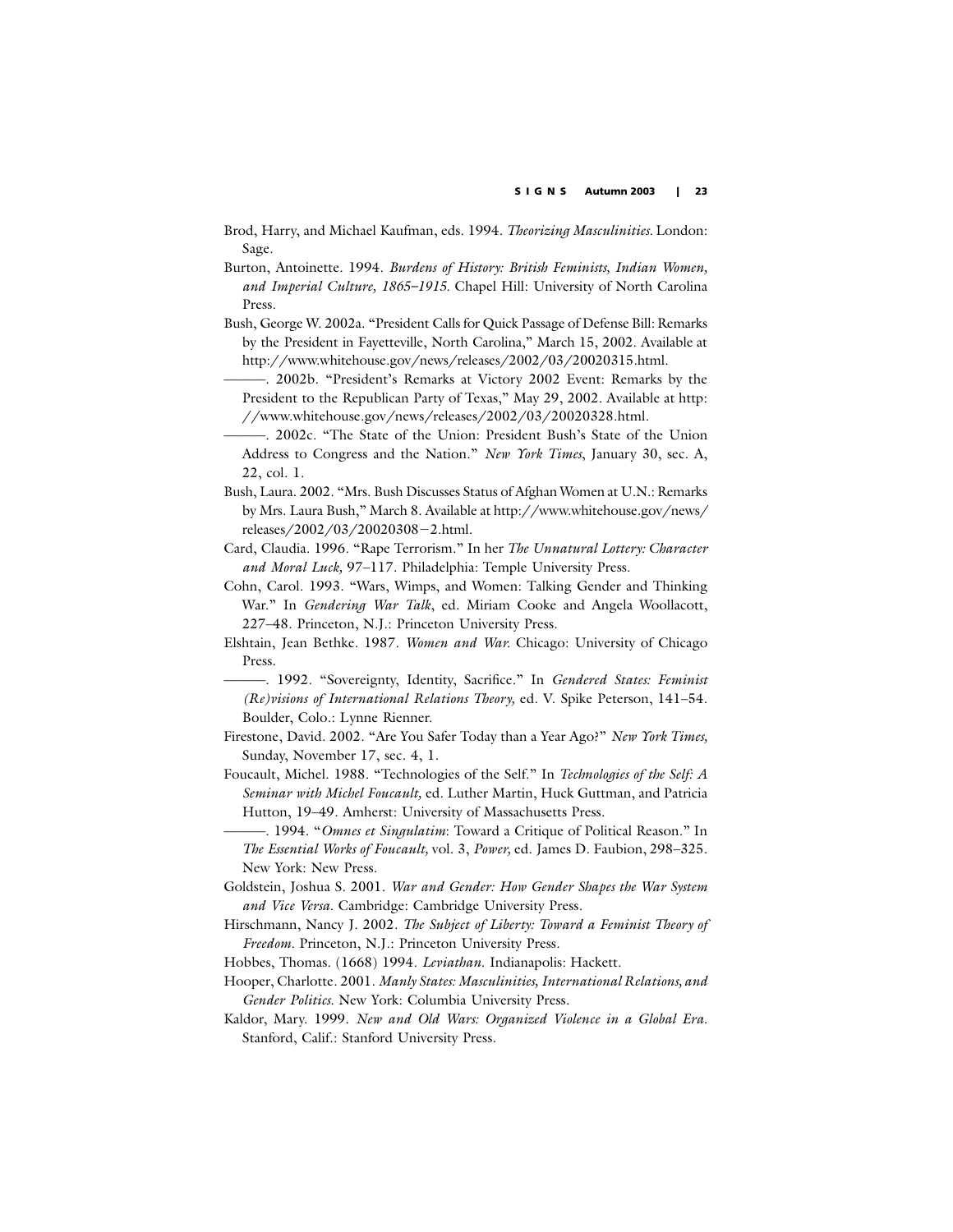Brod, Harry, and Michael Kaufman, eds. 1994. *Theorizing Masculinities.* London: Sage.

Burton, Antoinette. 1994. *Burdens of History: British Feminists, Indian Women, and Imperial Culture, 1865–1915.* Chapel Hill: University of North Carolina Press.

Bush, George W. 2002a. "President Calls for Quick Passage of Defense Bill: Remarks by the President in Fayetteville, North Carolina," March 15, 2002. Available at http://www.whitehouse.gov/news/releases/2002/03/20020315.html.

———. 2002b. "President's Remarks at Victory 2002 Event: Remarks by the President to the Republican Party of Texas," May 29, 2002. Available at http://www.whitehouse.gov/news/releases/2002/03/20020328.html.

———. 2002c. "The State of the Union: President Bush's State of the Union Address to Congress and the Nation." *New York Times*, January 30, sec. A, 22, col. 1.

Bush, Laura. 2002. "Mrs. Bush Discusses Status of Afghan Women at U.N.: Remarks by Mrs. Laura Bush," March 8. Available at http://www.whitehouse.gov/news/releases/2002/03/20020308−2.html.

Card, Claudia. 1996. "Rape Terrorism." In her *The Unnatural Lottery: Character and Moral Luck,* 97–117. Philadelphia: Temple University Press.

Cohn, Carol. 1993. "Wars, Wimps, and Women: Talking Gender and Thinking War." In *Gendering War Talk*, ed. Miriam Cooke and Angela Woollacott, 227–48. Princeton, N.J.: Princeton University Press.

Elshtain, Jean Bethke. 1987. *Women and War.* Chicago: University of Chicago Press.

———. 1992. "Sovereignty, Identity, Sacrifice." In *Gendered States: Feminist (Re)visions of International Relations Theory,* ed. V. Spike Peterson, 141–54. Boulder, Colo.: Lynne Rienner.

Firestone, David. 2002. "Are You Safer Today than a Year Ago?" *New York Times,* Sunday, November 17, sec. 4, 1.

Foucault, Michel. 1988. "Technologies of the Self." In *Technologies of the Self: A Seminar with Michel Foucault,* ed. Luther Martin, Huck Guttman, and Patricia Hutton, 19–49. Amherst: University of Massachusetts Press.

———. 1994. "*Omnes et Singulatim*: Toward a Critique of Political Reason." In *The Essential Works of Foucault,* vol. 3, *Power,* ed. James D. Faubion, 298–325. New York: New Press.

Goldstein, Joshua S. 2001. *War and Gender: How Gender Shapes the War System and Vice Versa.* Cambridge: Cambridge University Press.

Hirschmann, Nancy J. 2002. *The Subject of Liberty: Toward a Feminist Theory of Freedom.* Princeton, N.J.: Princeton University Press.

Hobbes, Thomas. (1668) 1994. *Leviathan.* Indianapolis: Hackett.

Hooper, Charlotte. 2001. *Manly States: Masculinities, International Relations, and Gender Politics.* New York: Columbia University Press.

Kaldor, Mary. 1999. *New and Old Wars: Organized Violence in a Global Era.* Stanford, Calif.: Stanford University Press.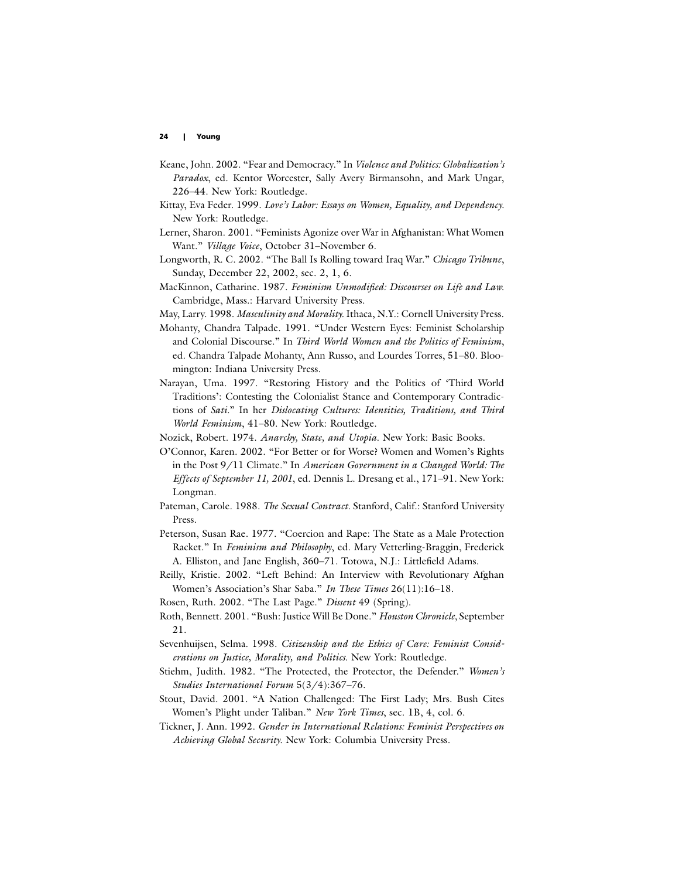Keane, John. 2002. "Fear and Democracy." In *Violence and Politics: Globalization's Paradox*, ed. Kentor Worcester, Sally Avery Birmansohn, and Mark Ungar, 226–44. New York: Routledge.

Kittay, Eva Feder. 1999. *Love's Labor: Essays on Women, Equality, and Dependency.* New York: Routledge.

Lerner, Sharon. 2001. "Feminists Agonize over War in Afghanistan: What Women Want." *Village Voice*, October 31–November 6.

Longworth, R. C. 2002. "The Ball Is Rolling toward Iraq War." *Chicago Tribune*, Sunday, December 22, 2002, sec. 2, 1, 6.

MacKinnon, Catharine. 1987. *Feminism Unmodified: Discourses on Life and Law.* Cambridge, Mass.: Harvard University Press.

May, Larry. 1998. *Masculinity and Morality.* Ithaca, N.Y.: Cornell University Press.

Mohanty, Chandra Talpade. 1991. "Under Western Eyes: Feminist Scholarship and Colonial Discourse." In *Third World Women and the Politics of Feminism*, ed. Chandra Talpade Mohanty, Ann Russo, and Lourdes Torres, 51–80. Bloomington: Indiana University Press.

Narayan, Uma. 1997. "Restoring History and the Politics of 'Third World Traditions': Contesting the Colonialist Stance and Contemporary Contradictions of *Sati*." In her *Dislocating Cultures: Identities, Traditions, and Third World Feminism*, 41–80. New York: Routledge.

Nozick, Robert. 1974. *Anarchy, State, and Utopia.* New York: Basic Books.

O'Connor, Karen. 2002. "For Better or for Worse? Women and Women's Rights in the Post 9/11 Climate." In *American Government in a Changed World: The Effects of September 11, 2001*, ed. Dennis L. Dresang et al., 171–91. New York: Longman.

Pateman, Carole. 1988. *The Sexual Contract.* Stanford, Calif.: Stanford University Press.

Peterson, Susan Rae. 1977. "Coercion and Rape: The State as a Male Protection Racket." In *Feminism and Philosophy*, ed. Mary Vetterling-Braggin, Frederick A. Elliston, and Jane English, 360–71. Totowa, N.J.: Littlefield Adams.

Reilly, Kristie. 2002. "Left Behind: An Interview with Revolutionary Afghan Women's Association's Shar Saba." *In These Times* 26(11):16–18.

Rosen, Ruth. 2002. "The Last Page." *Dissent* 49 (Spring).

Roth, Bennett. 2001. "Bush: Justice Will Be Done." *Houston Chronicle*, September 21.

Sevenhuijsen, Selma. 1998. *Citizenship and the Ethics of Care: Feminist Considerations on Justice, Morality, and Politics.* New York: Routledge.

Stiehm, Judith. 1982. "The Protected, the Protector, the Defender." *Women's Studies International Forum* 5(3/4):367–76.

Stout, David. 2001. "A Nation Challenged: The First Lady; Mrs. Bush Cites Women's Plight under Taliban." *New York Times*, sec. 1B, 4, col. 6.

Tickner, J. Ann. 1992. *Gender in International Relations: Feminist Perspectives on Achieving Global Security.* New York: Columbia University Press.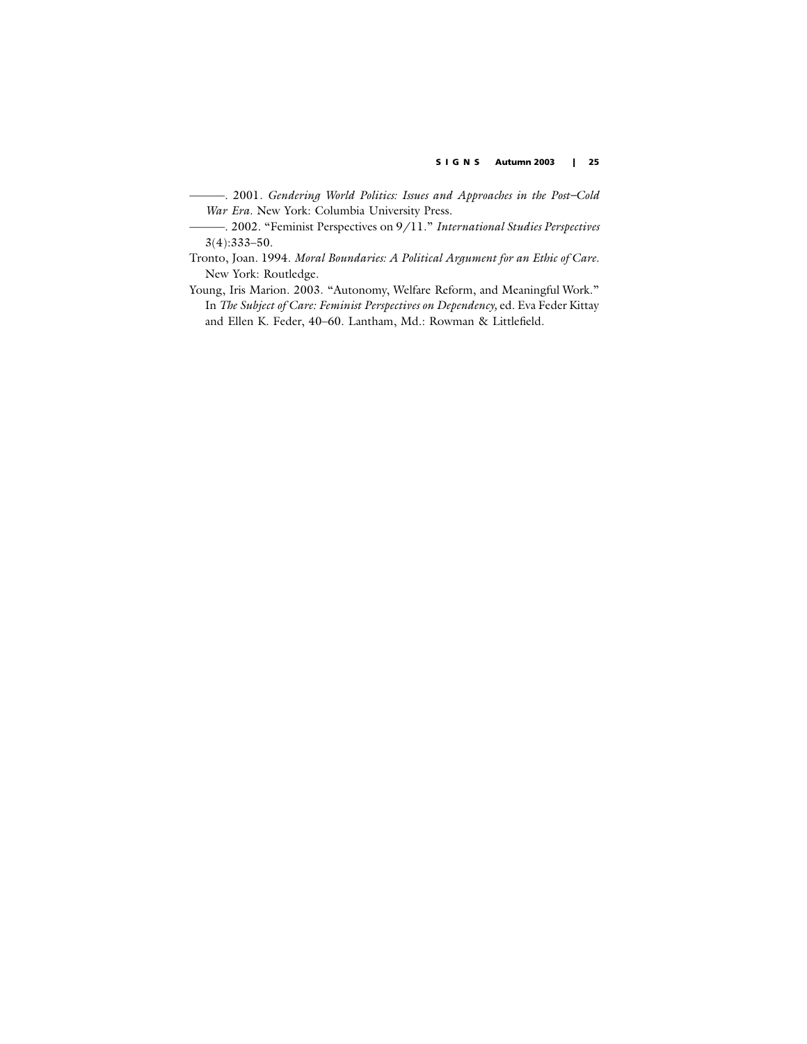———. 2001. *Gendering World Politics: Issues and Approaches in the Post–Cold War Era*. New York: Columbia University Press.

———. 2002. "Feminist Perspectives on 9/11." *International Studies Perspectives* 3(4):333–50.

Tronto, Joan. 1994. *Moral Boundaries: A Political Argument for an Ethic of Care*. New York: Routledge.

Young, Iris Marion. 2003. "Autonomy, Welfare Reform, and Meaningful Work." In *The Subject of Care: Feminist Perspectives on Dependency,* ed. Eva Feder Kittay and Ellen K. Feder, 40–60. Lantham, Md.: Rowman & Littlefield.